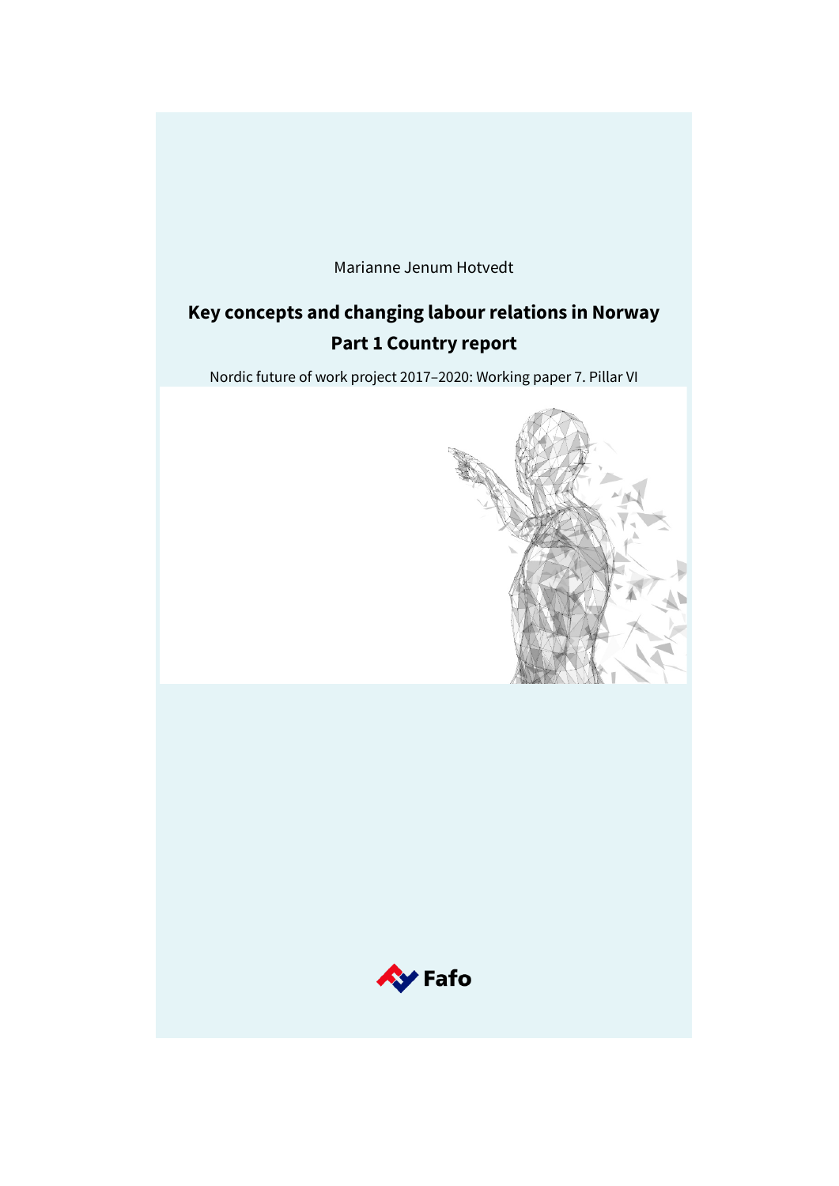Marianne Jenum Hotvedt

# Key concepts and changing labour relations in Norway

## Part 1 Country report

Nordic future of work project 2017–2020: Working paper 7. Pillar VI

Fafo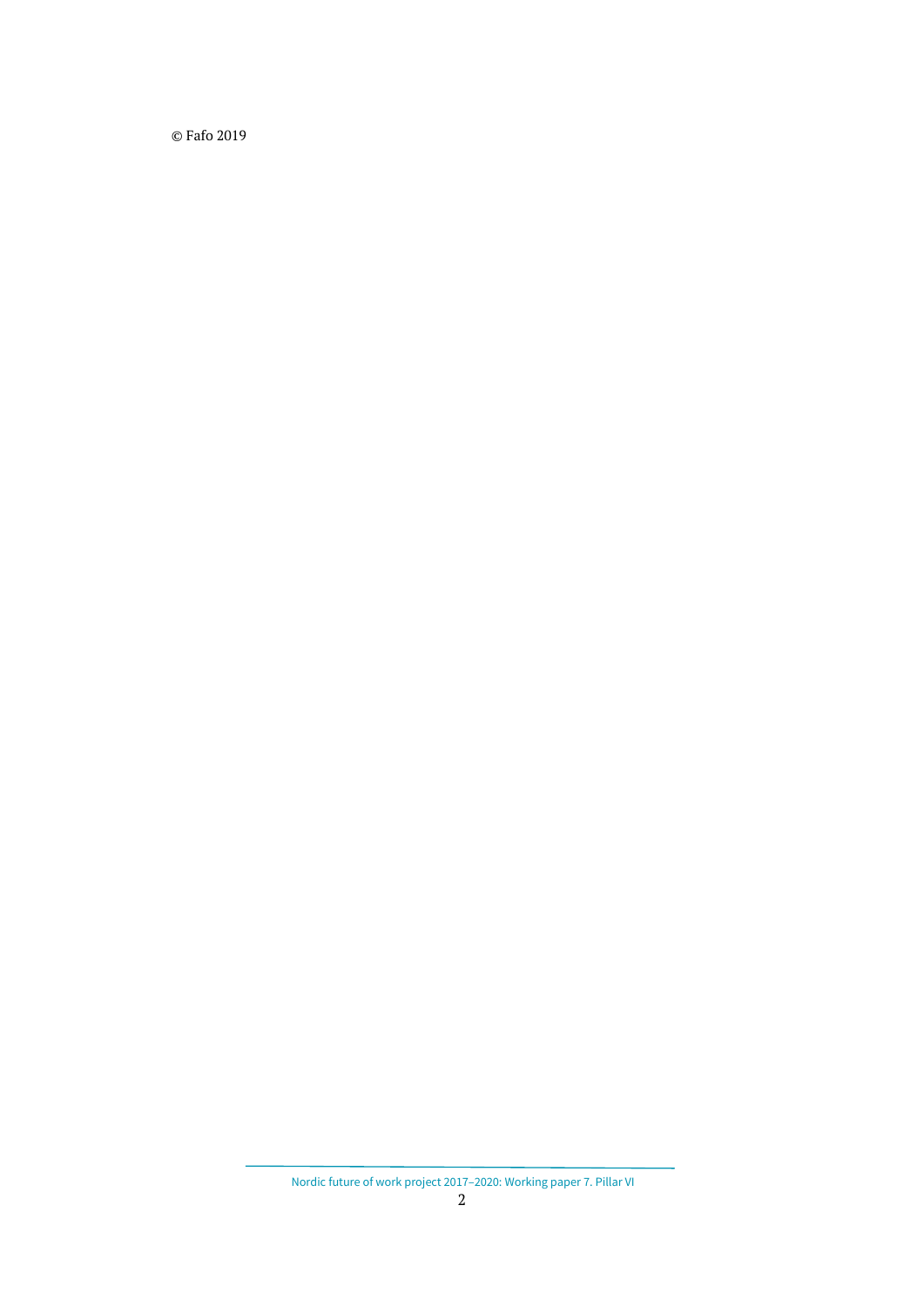© Fafo 2019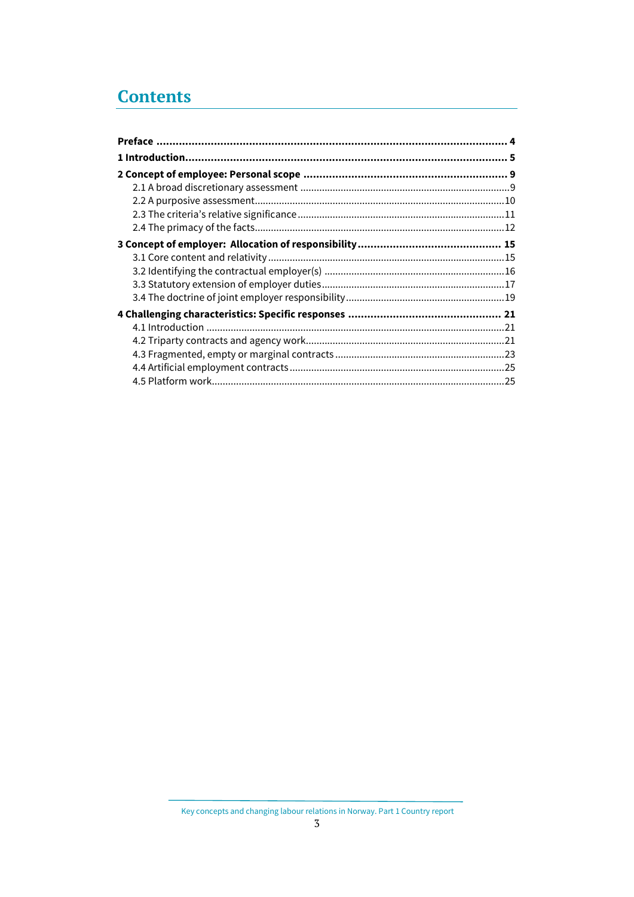# Contents

**Preface** ........................................................................................................ **4**

**1 Introduction**.................................................................................................. **5**

**2 Concept of employee: Personal scope** ............................................................. **9**

- 2.1 A broad discretionary assessment ............................................................... 9
- 2.2 A purposive assessment............................................................................. 10
- 2.3 The criteria's relative significance............................................................... 11
- 2.4 The primacy of the facts............................................................................. 12

**3 Concept of employer: Allocation of responsibility**............................................ **15**

- 3.1 Core content and relativity......................................................................... 15
- 3.2 Identifying the contractual employer(s) ..................................................... 16
- 3.3 Statutory extension of employer duties...................................................... 17
- 3.4 The doctrine of joint employer responsibility.............................................. 19

**4 Challenging characteristics: Specific responses** .............................................. **21**

- 4.1 Introduction ............................................................................................. 21
- 4.2 Triparty contracts and agency work............................................................ 21
- 4.3 Fragmented, empty or marginal contracts .................................................. 23
- 4.4 Artificial employment contracts................................................................. 25
- 4.5 Platform work............................................................................................ 25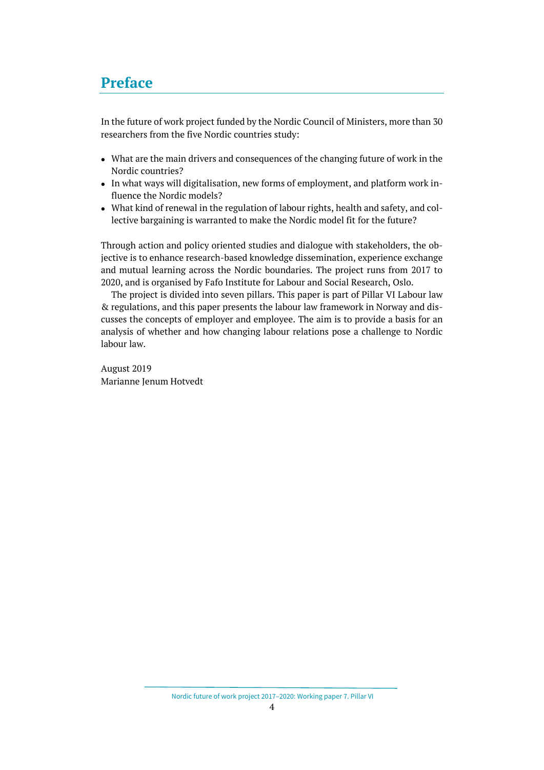# Preface

In the future of work project funded by the Nordic Council of Ministers, more than 30 researchers from the five Nordic countries study:

- What are the main drivers and consequences of the changing future of work in the Nordic countries?
- In what ways will digitalisation, new forms of employment, and platform work influence the Nordic models?
- What kind of renewal in the regulation of labour rights, health and safety, and collective bargaining is warranted to make the Nordic model fit for the future?

Through action and policy oriented studies and dialogue with stakeholders, the objective is to enhance research-based knowledge dissemination, experience exchange and mutual learning across the Nordic boundaries. The project runs from 2017 to 2020, and is organised by Fafo Institute for Labour and Social Research, Oslo.

The project is divided into seven pillars. This paper is part of Pillar VI Labour law & regulations, and this paper presents the labour law framework in Norway and discusses the concepts of employer and employee. The aim is to provide a basis for an analysis of whether and how changing labour relations pose a challenge to Nordic labour law.

August 2019
Marianne Jenum Hotvedt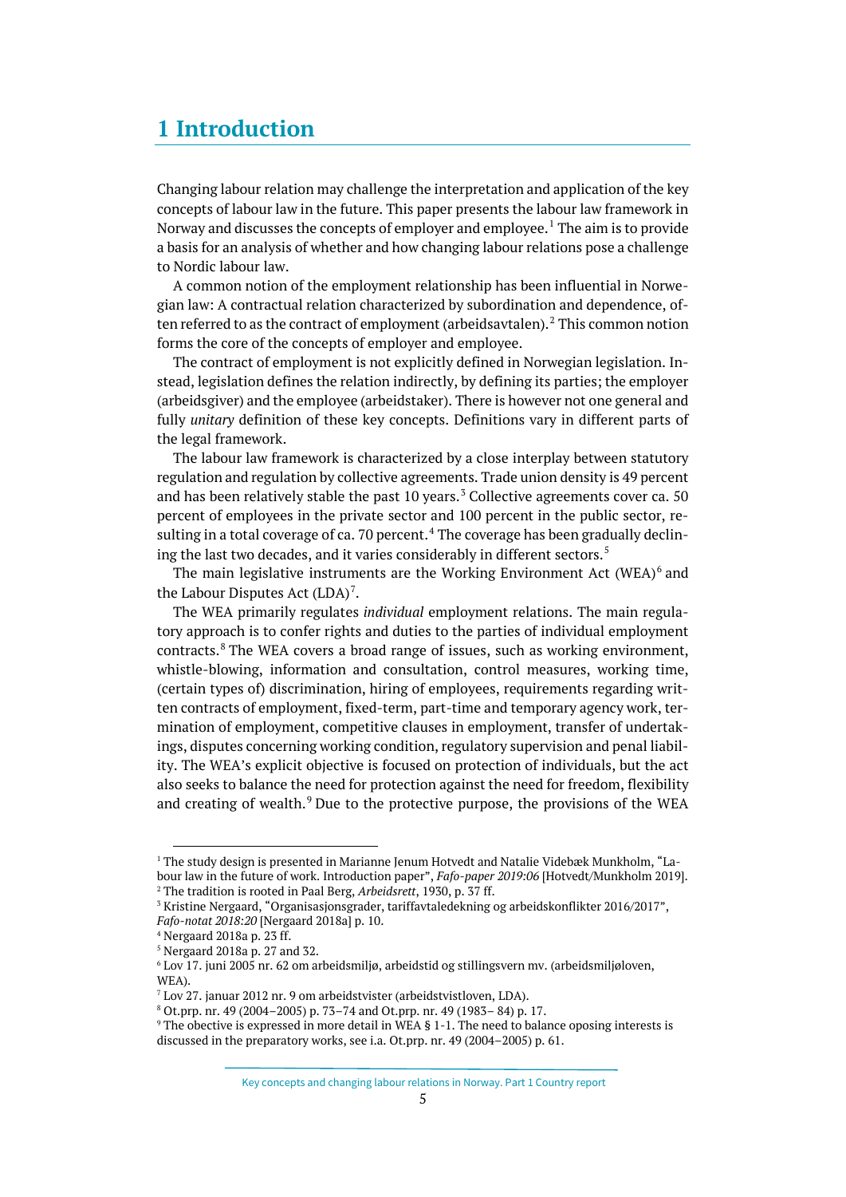# 1 Introduction

Changing labour relation may challenge the interpretation and application of the key concepts of labour law in the future. This paper presents the labour law framework in Norway and discusses the concepts of employer and employee.[1] The aim is to provide a basis for an analysis of whether and how changing labour relations pose a challenge to Nordic labour law.

A common notion of the employment relationship has been influential in Norwegian law: A contractual relation characterized by subordination and dependence, often referred to as the contract of employment (arbeidsavtalen).[2] This common notion forms the core of the concepts of employer and employee.

The contract of employment is not explicitly defined in Norwegian legislation. Instead, legislation defines the relation indirectly, by defining its parties; the employer (arbeidsgiver) and the employee (arbeidstaker). There is however not one general and fully *unitary* definition of these key concepts. Definitions vary in different parts of the legal framework.

The labour law framework is characterized by a close interplay between statutory regulation and regulation by collective agreements. Trade union density is 49 percent and has been relatively stable the past 10 years.[3] Collective agreements cover ca. 50 percent of employees in the private sector and 100 percent in the public sector, resulting in a total coverage of ca. 70 percent.[4] The coverage has been gradually declining the last two decades, and it varies considerably in different sectors.[5]

The main legislative instruments are the Working Environment Act (WEA)[6] and the Labour Disputes Act (LDA)[7].

The WEA primarily regulates *individual* employment relations. The main regulatory approach is to confer rights and duties to the parties of individual employment contracts.[8] The WEA covers a broad range of issues, such as working environment, whistle-blowing, information and consultation, control measures, working time, (certain types of) discrimination, hiring of employees, requirements regarding written contracts of employment, fixed-term, part-time and temporary agency work, termination of employment, competitive clauses in employment, transfer of undertakings, disputes concerning working condition, regulatory supervision and penal liability. The WEA's explicit objective is focused on protection of individuals, but the act also seeks to balance the need for protection against the need for freedom, flexibility and creating of wealth.[9] Due to the protective purpose, the provisions of the WEA

---

[1] The study design is presented in Marianne Jenum Hotvedt and Natalie Videbæk Munkholm, "Labour law in the future of work. Introduction paper", *Fafo-paper 2019:06* [Hotvedt/Munkholm 2019].

[2] The tradition is rooted in Paal Berg, *Arbeidsrett*, 1930, p. 37 ff.

[3] Kristine Nergaard, "Organisasjonsgrader, tariffavtaledekning og arbeidskonflikter 2016/2017", *Fafo-notat 2018:20* [Nergaard 2018a] p. 10.

[4] Nergaard 2018a p. 23 ff.

[5] Nergaard 2018a p. 27 and 32.

[6] Lov 17. juni 2005 nr. 62 om arbeidsmiljø, arbeidstid og stillingsvern mv. (arbeidsmiljøloven, WEA).

[7] Lov 27. januar 2012 nr. 9 om arbeidstvister (arbeidstvistloven, LDA).

[8] Ot.prp. nr. 49 (2004–2005) p. 73–74 and Ot.prp. nr. 49 (1983– 84) p. 17.

[9] The obective is expressed in more detail in WEA § 1-1. The need to balance oposing interests is discussed in the preparatory works, see i.a. Ot.prp. nr. 49 (2004–2005) p. 61.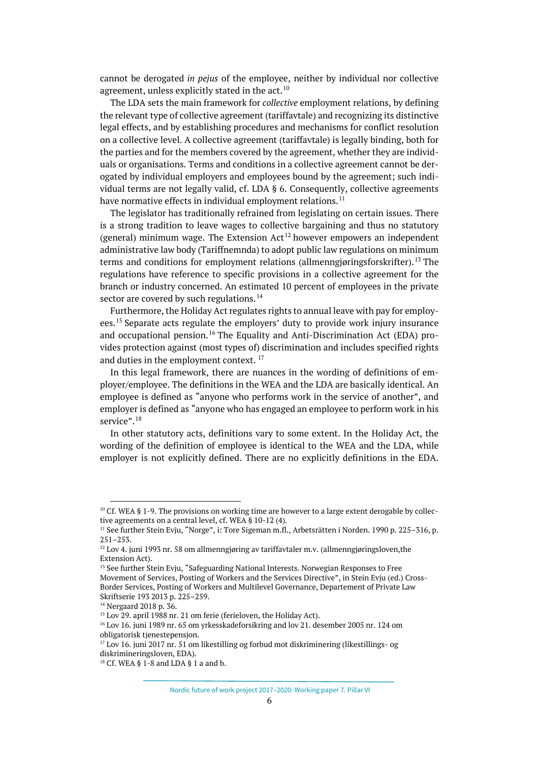cannot be derogated *in pejus* of the employee, neither by individual nor collective agreement, unless explicitly stated in the act.[10]

The LDA sets the main framework for *collective* employment relations, by defining the relevant type of collective agreement (tariffavtale) and recognizing its distinctive legal effects, and by establishing procedures and mechanisms for conflict resolution on a collective level. A collective agreement (tariffavtale) is legally binding, both for the parties and for the members covered by the agreement, whether they are individuals or organisations. Terms and conditions in a collective agreement cannot be derogated by individual employers and employees bound by the agreement; such individual terms are not legally valid, cf. LDA § 6. Consequently, collective agreements have normative effects in individual employment relations.[11]

The legislator has traditionally refrained from legislating on certain issues. There is a strong tradition to leave wages to collective bargaining and thus no statutory (general) minimum wage. The Extension Act[12] however empowers an independent administrative law body (Tariffnemnda) to adopt public law regulations on minimum terms and conditions for employment relations (allmenngjøringsforskrifter).[13] The regulations have reference to specific provisions in a collective agreement for the branch or industry concerned. An estimated 10 percent of employees in the private sector are covered by such regulations.[14]

Furthermore, the Holiday Act regulates rights to annual leave with pay for employees.[15] Separate acts regulate the employers' duty to provide work injury insurance and occupational pension.[16] The Equality and Anti-Discrimination Act (EDA) provides protection against (most types of) discrimination and includes specified rights and duties in the employment context. [17]

In this legal framework, there are nuances in the wording of definitions of employer/employee. The definitions in the WEA and the LDA are basically identical. An employee is defined as "anyone who performs work in the service of another", and employer is defined as "anyone who has engaged an employee to perform work in his service".[18]

In other statutory acts, definitions vary to some extent. In the Holiday Act, the wording of the definition of employee is identical to the WEA and the LDA, while employer is not explicitly defined. There are no explicitly definitions in the EDA.

---

[10] Cf. WEA § 1-9. The provisions on working time are however to a large extent derogable by collective agreements on a central level, cf. WEA § 10-12 (4).

[11] See further Stein Evju, "Norge", i: Tore Sigeman m.fl., Arbetsrätten i Norden. 1990 p. 225–316, p. 251–253.

[12] Lov 4. juni 1993 nr. 58 om allmenngjøring av tariffavtaler m.v. (allmenngjøringsloven,the Extension Act).

[13] See further Stein Evju, "Safeguarding National Interests. Norwegian Responses to Free Movement of Services, Posting of Workers and the Services Directive", in Stein Evju (ed.) Cross-Border Services, Posting of Workers and Multilevel Governance, Departement of Private Law Skriftserie 193 2013 p. 225–259.

[14] Nergaard 2018 p. 36.

[15] Lov 29. april 1988 nr. 21 om ferie (ferieloven, the Holiday Act).

[16] Lov 16. juni 1989 nr. 65 om yrkesskadeforsikring and lov 21. desember 2005 nr. 124 om obligatorisk tjenestepensjon.

[17] Lov 16. juni 2017 nr. 51 om likestilling og forbud mot diskriminering (likestillings- og diskrimineringsloven, EDA).

[18] Cf. WEA § 1-8 and LDA § 1 a and b.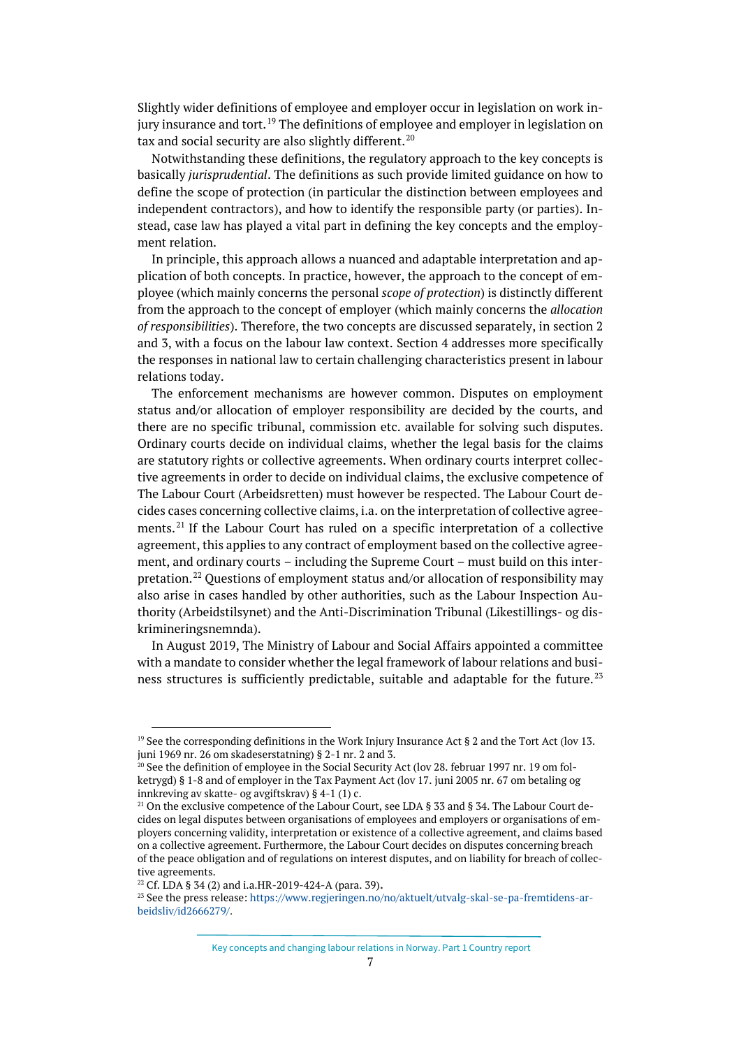Slightly wider definitions of employee and employer occur in legislation on work injury insurance and tort.[19] The definitions of employee and employer in legislation on tax and social security are also slightly different.[20]

Notwithstanding these definitions, the regulatory approach to the key concepts is basically *jurisprudential*. The definitions as such provide limited guidance on how to define the scope of protection (in particular the distinction between employees and independent contractors), and how to identify the responsible party (or parties). Instead, case law has played a vital part in defining the key concepts and the employment relation.

In principle, this approach allows a nuanced and adaptable interpretation and application of both concepts. In practice, however, the approach to the concept of employee (which mainly concerns the personal *scope of protection*) is distinctly different from the approach to the concept of employer (which mainly concerns the *allocation of responsibilities*). Therefore, the two concepts are discussed separately, in section 2 and 3, with a focus on the labour law context. Section 4 addresses more specifically the responses in national law to certain challenging characteristics present in labour relations today.

The enforcement mechanisms are however common. Disputes on employment status and/or allocation of employer responsibility are decided by the courts, and there are no specific tribunal, commission etc. available for solving such disputes. Ordinary courts decide on individual claims, whether the legal basis for the claims are statutory rights or collective agreements. When ordinary courts interpret collective agreements in order to decide on individual claims, the exclusive competence of The Labour Court (Arbeidsretten) must however be respected. The Labour Court decides cases concerning collective claims, i.a. on the interpretation of collective agreements.[21] If the Labour Court has ruled on a specific interpretation of a collective agreement, this applies to any contract of employment based on the collective agreement, and ordinary courts – including the Supreme Court – must build on this interpretation.[22] Questions of employment status and/or allocation of responsibility may also arise in cases handled by other authorities, such as the Labour Inspection Authority (Arbeidstilsynet) and the Anti-Discrimination Tribunal (Likestillings- og diskrimineringsnemnda).

In August 2019, The Ministry of Labour and Social Affairs appointed a committee with a mandate to consider whether the legal framework of labour relations and business structures is sufficiently predictable, suitable and adaptable for the future.[23]

---

[19] See the corresponding definitions in the Work Injury Insurance Act § 2 and the Tort Act (lov 13. juni 1969 nr. 26 om skadeserstatning) § 2-1 nr. 2 and 3.

[20] See the definition of employee in the Social Security Act (lov 28. februar 1997 nr. 19 om folketrygd) § 1-8 and of employer in the Tax Payment Act (lov 17. juni 2005 nr. 67 om betaling og innkreving av skatte- og avgiftskrav) § 4-1 (1) c.

[21] On the exclusive competence of the Labour Court, see LDA § 33 and § 34. The Labour Court decides on legal disputes between organisations of employees and employers or organisations of employers concerning validity, interpretation or existence of a collective agreement, and claims based on a collective agreement. Furthermore, the Labour Court decides on disputes concerning breach of the peace obligation and of regulations on interest disputes, and on liability for breach of collective agreements.

[22] Cf. LDA § 34 (2) and i.a.HR-2019-424-A (para. 39).

[23] See the press release: https://www.regjeringen.no/no/aktuelt/utvalg-skal-se-pa-fremtidens-arbeidsliv/id2666279/.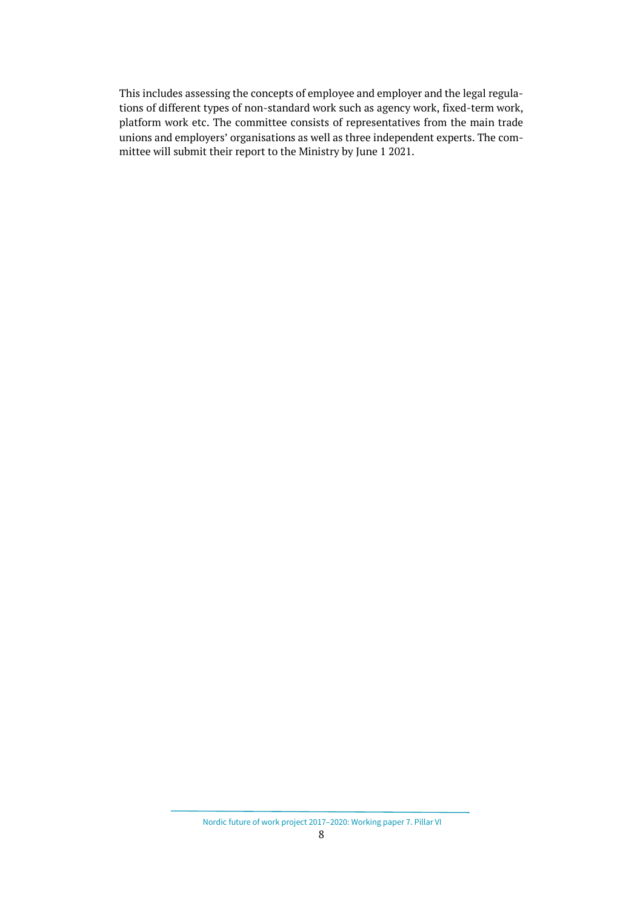This includes assessing the concepts of employee and employer and the legal regulations of different types of non-standard work such as agency work, fixed-term work, platform work etc. The committee consists of representatives from the main trade unions and employers' organisations as well as three independent experts. The committee will submit their report to the Ministry by June 1 2021.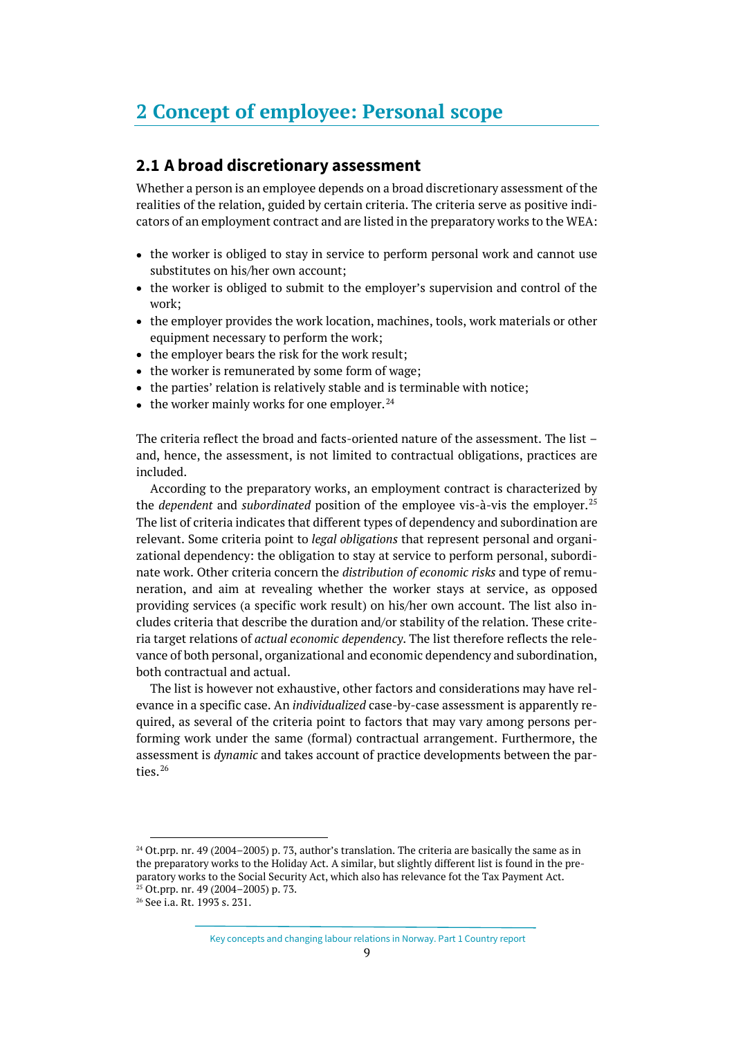# 2 Concept of employee: Personal scope

## 2.1 A broad discretionary assessment

Whether a person is an employee depends on a broad discretionary assessment of the realities of the relation, guided by certain criteria. The criteria serve as positive indicators of an employment contract and are listed in the preparatory works to the WEA:

- the worker is obliged to stay in service to perform personal work and cannot use substitutes on his/her own account;
- the worker is obliged to submit to the employer's supervision and control of the work;
- the employer provides the work location, machines, tools, work materials or other equipment necessary to perform the work;
- the employer bears the risk for the work result;
- the worker is remunerated by some form of wage;
- the parties' relation is relatively stable and is terminable with notice;
- the worker mainly works for one employer.[24]

The criteria reflect the broad and facts-oriented nature of the assessment. The list – and, hence, the assessment, is not limited to contractual obligations, practices are included.

According to the preparatory works, an employment contract is characterized by the *dependent* and *subordinated* position of the employee vis-à-vis the employer.[25] The list of criteria indicates that different types of dependency and subordination are relevant. Some criteria point to *legal obligations* that represent personal and organizational dependency: the obligation to stay at service to perform personal, subordinate work. Other criteria concern the *distribution of economic risks* and type of remuneration, and aim at revealing whether the worker stays at service, as opposed providing services (a specific work result) on his/her own account. The list also includes criteria that describe the duration and/or stability of the relation. These criteria target relations of *actual economic dependency*. The list therefore reflects the relevance of both personal, organizational and economic dependency and subordination, both contractual and actual.

The list is however not exhaustive, other factors and considerations may have relevance in a specific case. An *individualized* case-by-case assessment is apparently required, as several of the criteria point to factors that may vary among persons performing work under the same (formal) contractual arrangement. Furthermore, the assessment is *dynamic* and takes account of practice developments between the parties.[26]

---

[24] Ot.prp. nr. 49 (2004–2005) p. 73, author's translation. The criteria are basically the same as in the preparatory works to the Holiday Act. A similar, but slightly different list is found in the preparatory works to the Social Security Act, which also has relevance fot the Tax Payment Act.

[25] Ot.prp. nr. 49 (2004–2005) p. 73.

[26] See i.a. Rt. 1993 s. 231.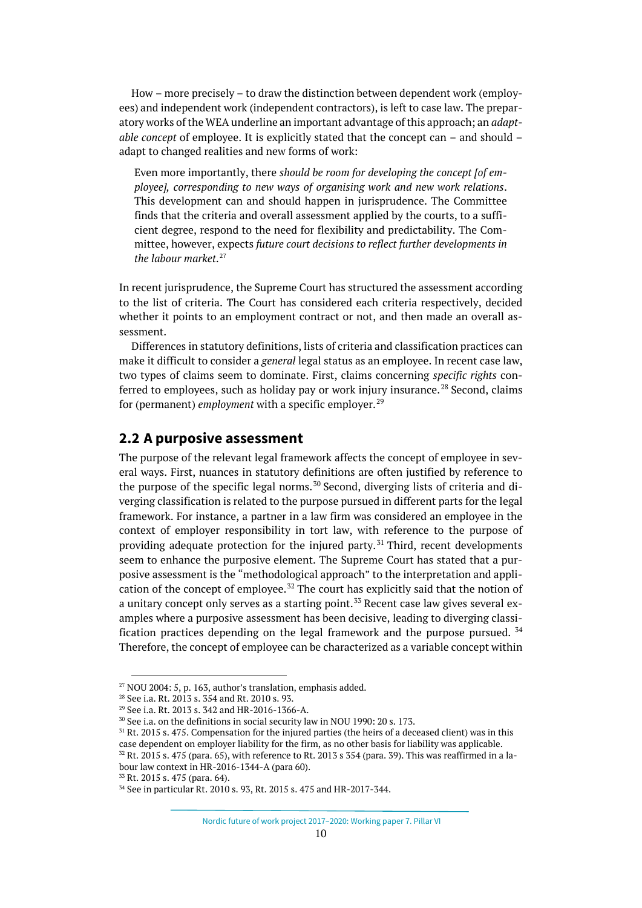How – more precisely – to draw the distinction between dependent work (employees) and independent work (independent contractors), is left to case law. The preparatory works of the WEA underline an important advantage of this approach; an *adaptable concept* of employee. It is explicitly stated that the concept can – and should – adapt to changed realities and new forms of work:

> Even more importantly, there *should be room for developing the concept [of employee], corresponding to new ways of organising work and new work relations*. This development can and should happen in jurisprudence. The Committee finds that the criteria and overall assessment applied by the courts, to a sufficient degree, respond to the need for flexibility and predictability. The Committee, however, expects *future court decisions to reflect further developments in the labour market*.[27]

In recent jurisprudence, the Supreme Court has structured the assessment according to the list of criteria. The Court has considered each criteria respectively, decided whether it points to an employment contract or not, and then made an overall assessment.

Differences in statutory definitions, lists of criteria and classification practices can make it difficult to consider a *general* legal status as an employee. In recent case law, two types of claims seem to dominate. First, claims concerning *specific rights* conferred to employees, such as holiday pay or work injury insurance.[28] Second, claims for (permanent) *employment* with a specific employer.[29]

## 2.2 A purposive assessment

The purpose of the relevant legal framework affects the concept of employee in several ways. First, nuances in statutory definitions are often justified by reference to the purpose of the specific legal norms.[30] Second, diverging lists of criteria and diverging classification is related to the purpose pursued in different parts for the legal framework. For instance, a partner in a law firm was considered an employee in the context of employer responsibility in tort law, with reference to the purpose of providing adequate protection for the injured party.[31] Third, recent developments seem to enhance the purposive element. The Supreme Court has stated that a purposive assessment is the "methodological approach" to the interpretation and application of the concept of employee.[32] The court has explicitly said that the notion of a unitary concept only serves as a starting point.[33] Recent case law gives several examples where a purposive assessment has been decisive, leading to diverging classification practices depending on the legal framework and the purpose pursued.[34] Therefore, the concept of employee can be characterized as a variable concept within

---

[27] NOU 2004: 5, p. 163, author's translation, emphasis added.

[28] See i.a. Rt. 2013 s. 354 and Rt. 2010 s. 93.

[29] See i.a. Rt. 2013 s. 342 and HR-2016-1366-A.

[30] See i.a. on the definitions in social security law in NOU 1990: 20 s. 173.

[31] Rt. 2015 s. 475. Compensation for the injured parties (the heirs of a deceased client) was in this case dependent on employer liability for the firm, as no other basis for liability was applicable.

[32] Rt. 2015 s. 475 (para. 65), with reference to Rt. 2013 s 354 (para. 39). This was reaffirmed in a labour law context in HR-2016-1344-A (para 60).

[33] Rt. 2015 s. 475 (para. 64).

[34] See in particular Rt. 2010 s. 93, Rt. 2015 s. 475 and HR-2017-344.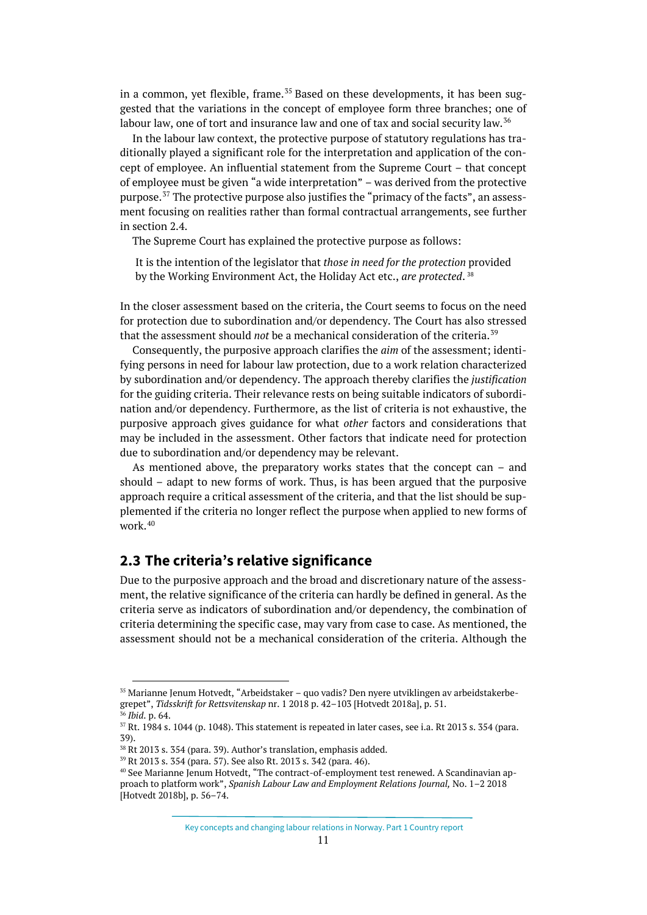in a common, yet flexible, frame.[35] Based on these developments, it has been suggested that the variations in the concept of employee form three branches; one of labour law, one of tort and insurance law and one of tax and social security law.[36]

In the labour law context, the protective purpose of statutory regulations has traditionally played a significant role for the interpretation and application of the concept of employee. An influential statement from the Supreme Court – that concept of employee must be given "a wide interpretation" – was derived from the protective purpose.[37] The protective purpose also justifies the "primacy of the facts", an assessment focusing on realities rather than formal contractual arrangements, see further in section 2.4.

The Supreme Court has explained the protective purpose as follows:

> It is the intention of the legislator that *those in need for the protection* provided by the Working Environment Act, the Holiday Act etc., *are protected*.[38]

In the closer assessment based on the criteria, the Court seems to focus on the need for protection due to subordination and/or dependency. The Court has also stressed that the assessment should *not* be a mechanical consideration of the criteria.[39]

Consequently, the purposive approach clarifies the *aim* of the assessment; identifying persons in need for labour law protection, due to a work relation characterized by subordination and/or dependency. The approach thereby clarifies the *justification* for the guiding criteria. Their relevance rests on being suitable indicators of subordination and/or dependency. Furthermore, as the list of criteria is not exhaustive, the purposive approach gives guidance for what *other* factors and considerations that may be included in the assessment. Other factors that indicate need for protection due to subordination and/or dependency may be relevant.

As mentioned above, the preparatory works states that the concept can – and should – adapt to new forms of work. Thus, is has been argued that the purposive approach require a critical assessment of the criteria, and that the list should be supplemented if the criteria no longer reflect the purpose when applied to new forms of work.[40]

## 2.3 The criteria's relative significance

Due to the purposive approach and the broad and discretionary nature of the assessment, the relative significance of the criteria can hardly be defined in general. As the criteria serve as indicators of subordination and/or dependency, the combination of criteria determining the specific case, may vary from case to case. As mentioned, the assessment should not be a mechanical consideration of the criteria. Although the

---

[35] Marianne Jenum Hotvedt, "Arbeidstaker – quo vadis? Den nyere utviklingen av arbeidstakerbegrepet", *Tidsskrift for Rettsvitenskap* nr. 1 2018 p. 42–103 [Hotvedt 2018a], p. 51.

[36] *Ibid*. p. 64.

[37] Rt. 1984 s. 1044 (p. 1048). This statement is repeated in later cases, see i.a. Rt 2013 s. 354 (para. 39).

[38] Rt 2013 s. 354 (para. 39). Author's translation, emphasis added.

[39] Rt 2013 s. 354 (para. 57). See also Rt. 2013 s. 342 (para. 46).

[40] See Marianne Jenum Hotvedt, "The contract-of-employment test renewed. A Scandinavian approach to platform work", *Spanish Labour Law and Employment Relations Journal,* No. 1–2 2018 [Hotvedt 2018b], p. 56–74.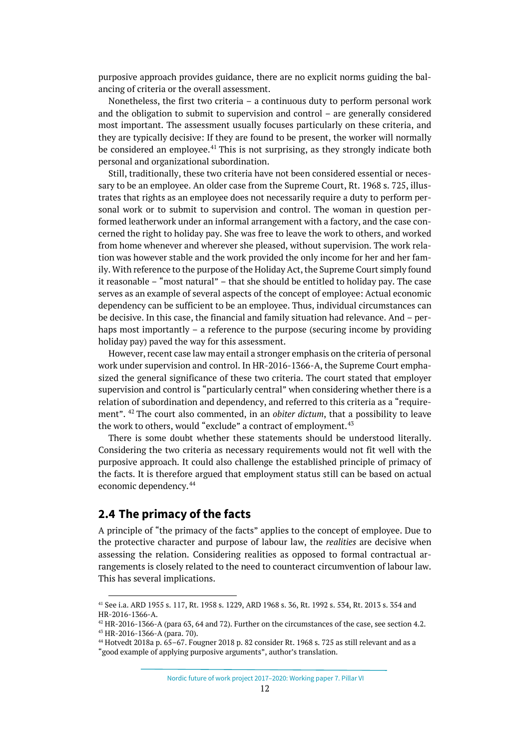purposive approach provides guidance, there are no explicit norms guiding the balancing of criteria or the overall assessment.

Nonetheless, the first two criteria – a continuous duty to perform personal work and the obligation to submit to supervision and control – are generally considered most important. The assessment usually focuses particularly on these criteria, and they are typically decisive: If they are found to be present, the worker will normally be considered an employee.[41] This is not surprising, as they strongly indicate both personal and organizational subordination.

Still, traditionally, these two criteria have not been considered essential or necessary to be an employee. An older case from the Supreme Court, Rt. 1968 s. 725, illustrates that rights as an employee does not necessarily require a duty to perform personal work or to submit to supervision and control. The woman in question performed leatherwork under an informal arrangement with a factory, and the case concerned the right to holiday pay. She was free to leave the work to others, and worked from home whenever and wherever she pleased, without supervision. The work relation was however stable and the work provided the only income for her and her family. With reference to the purpose of the Holiday Act, the Supreme Court simply found it reasonable – "most natural" – that she should be entitled to holiday pay. The case serves as an example of several aspects of the concept of employee: Actual economic dependency can be sufficient to be an employee. Thus, individual circumstances can be decisive. In this case, the financial and family situation had relevance. And – perhaps most importantly – a reference to the purpose (securing income by providing holiday pay) paved the way for this assessment.

However, recent case law may entail a stronger emphasis on the criteria of personal work under supervision and control. In HR-2016-1366-A, the Supreme Court emphasized the general significance of these two criteria. The court stated that employer supervision and control is "particularly central" when considering whether there is a relation of subordination and dependency, and referred to this criteria as a "requirement". [42] The court also commented, in an *obiter dictum*, that a possibility to leave the work to others, would "exclude" a contract of employment.[43]

There is some doubt whether these statements should be understood literally. Considering the two criteria as necessary requirements would not fit well with the purposive approach. It could also challenge the established principle of primacy of the facts. It is therefore argued that employment status still can be based on actual economic dependency.[44]

## 2.4 The primacy of the facts

A principle of "the primacy of the facts" applies to the concept of employee. Due to the protective character and purpose of labour law, the *realities* are decisive when assessing the relation. Considering realities as opposed to formal contractual arrangements is closely related to the need to counteract circumvention of labour law. This has several implications.

---

[41] See i.a. ARD 1955 s. 117, Rt. 1958 s. 1229, ARD 1968 s. 36, Rt. 1992 s. 534, Rt. 2013 s. 354 and HR-2016-1366-A.

[42] HR-2016-1366-A (para 63, 64 and 72). Further on the circumstances of the case, see section 4.2.

[43] HR-2016-1366-A (para. 70).

[44] Hotvedt 2018a p. 65–67. Fougner 2018 p. 82 consider Rt. 1968 s. 725 as still relevant and as a "good example of applying purposive arguments", author's translation.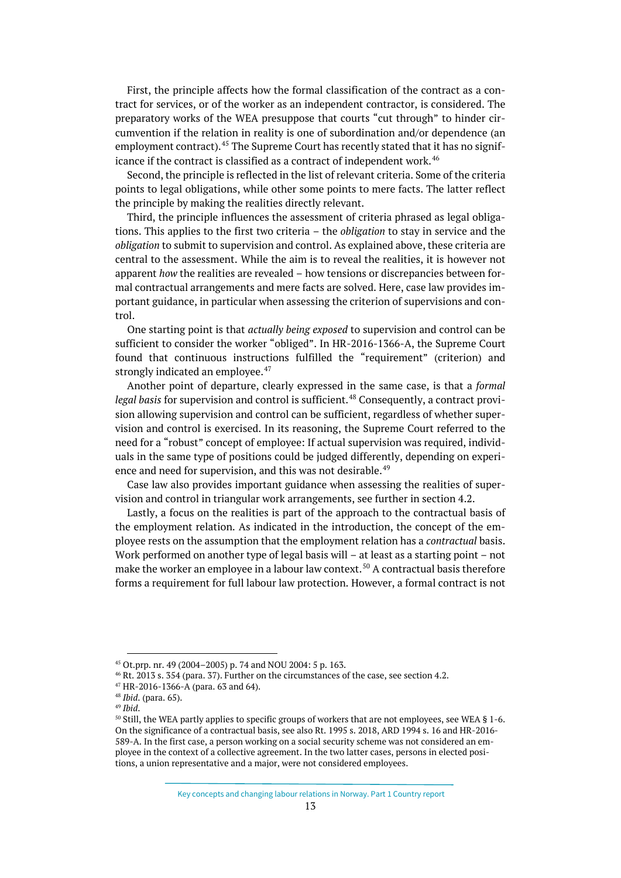First, the principle affects how the formal classification of the contract as a contract for services, or of the worker as an independent contractor, is considered. The preparatory works of the WEA presuppose that courts "cut through" to hinder circumvention if the relation in reality is one of subordination and/or dependence (an employment contract).[45] The Supreme Court has recently stated that it has no significance if the contract is classified as a contract of independent work.[46]

Second, the principle is reflected in the list of relevant criteria. Some of the criteria points to legal obligations, while other some points to mere facts. The latter reflect the principle by making the realities directly relevant.

Third, the principle influences the assessment of criteria phrased as legal obligations. This applies to the first two criteria – the *obligation* to stay in service and the *obligation* to submit to supervision and control. As explained above, these criteria are central to the assessment. While the aim is to reveal the realities, it is however not apparent *how* the realities are revealed – how tensions or discrepancies between formal contractual arrangements and mere facts are solved. Here, case law provides important guidance, in particular when assessing the criterion of supervisions and control.

One starting point is that *actually being exposed* to supervision and control can be sufficient to consider the worker "obliged". In HR-2016-1366-A, the Supreme Court found that continuous instructions fulfilled the "requirement" (criterion) and strongly indicated an employee.[47]

Another point of departure, clearly expressed in the same case, is that a *formal legal basis* for supervision and control is sufficient.[48] Consequently, a contract provision allowing supervision and control can be sufficient, regardless of whether supervision and control is exercised. In its reasoning, the Supreme Court referred to the need for a "robust" concept of employee: If actual supervision was required, individuals in the same type of positions could be judged differently, depending on experience and need for supervision, and this was not desirable.[49]

Case law also provides important guidance when assessing the realities of supervision and control in triangular work arrangements, see further in section 4.2.

Lastly, a focus on the realities is part of the approach to the contractual basis of the employment relation. As indicated in the introduction, the concept of the employee rests on the assumption that the employment relation has a *contractual* basis. Work performed on another type of legal basis will – at least as a starting point – not make the worker an employee in a labour law context.[50] A contractual basis therefore forms a requirement for full labour law protection. However, a formal contract is not

---

[45] Ot.prp. nr. 49 (2004–2005) p. 74 and NOU 2004: 5 p. 163.

[46] Rt. 2013 s. 354 (para. 37). Further on the circumstances of the case, see section 4.2.

[47] HR-2016-1366-A (para. 63 and 64).

[48] *Ibid.* (para. 65).

[49] *Ibid.*

[50] Still, the WEA partly applies to specific groups of workers that are not employees, see WEA § 1-6. On the significance of a contractual basis, see also Rt. 1995 s. 2018, ARD 1994 s. 16 and HR-2016-589-A. In the first case, a person working on a social security scheme was not considered an employee in the context of a collective agreement. In the two latter cases, persons in elected positions, a union representative and a major, were not considered employees.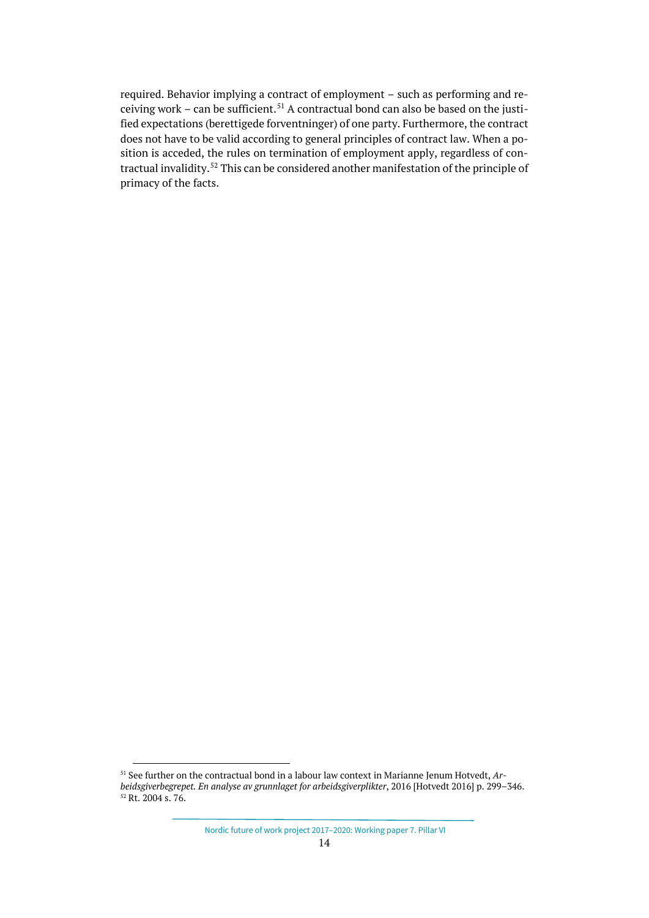required. Behavior implying a contract of employment – such as performing and receiving work – can be sufficient.[51] A contractual bond can also be based on the justified expectations (berettigede forventninger) of one party. Furthermore, the contract does not have to be valid according to general principles of contract law. When a position is acceded, the rules on termination of employment apply, regardless of contractual invalidity.[52] This can be considered another manifestation of the principle of primacy of the facts.

---

[51] See further on the contractual bond in a labour law context in Marianne Jenum Hotvedt, *Arbeidsgiverbegrepet. En analyse av grunnlaget for arbeidsgiverplikter*, 2016 [Hotvedt 2016] p. 299–346.

[52] Rt. 2004 s. 76.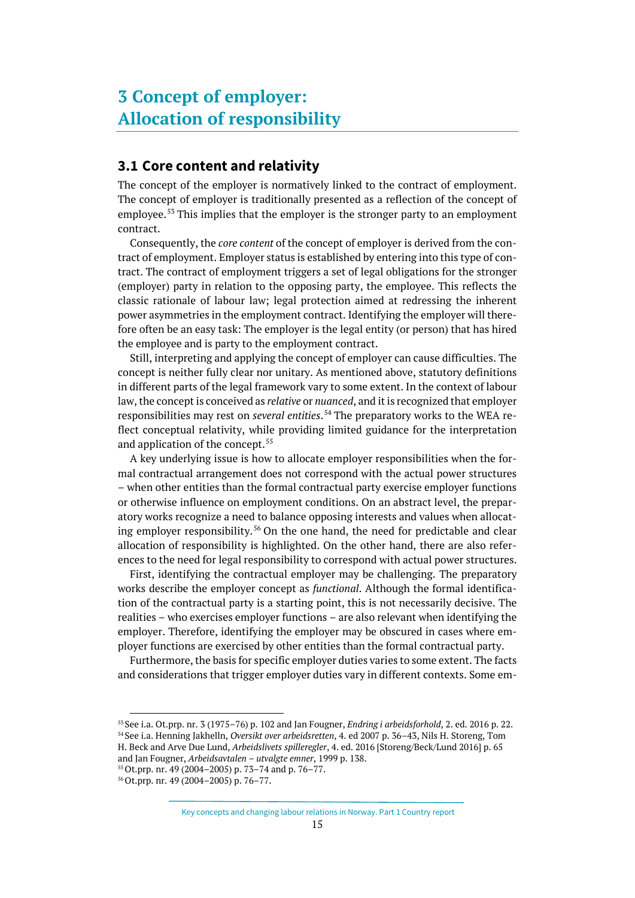# 3 Concept of employer: Allocation of responsibility

## 3.1 Core content and relativity

The concept of the employer is normatively linked to the contract of employment. The concept of employer is traditionally presented as a reflection of the concept of employee.[53] This implies that the employer is the stronger party to an employment contract.

Consequently, the *core content* of the concept of employer is derived from the contract of employment. Employer status is established by entering into this type of contract. The contract of employment triggers a set of legal obligations for the stronger (employer) party in relation to the opposing party, the employee. This reflects the classic rationale of labour law; legal protection aimed at redressing the inherent power asymmetries in the employment contract. Identifying the employer will therefore often be an easy task: The employer is the legal entity (or person) that has hired the employee and is party to the employment contract.

Still, interpreting and applying the concept of employer can cause difficulties. The concept is neither fully clear nor unitary. As mentioned above, statutory definitions in different parts of the legal framework vary to some extent. In the context of labour law, the concept is conceived as *relative* or *nuanced*, and it is recognized that employer responsibilities may rest on *several entities*.[54] The preparatory works to the WEA reflect conceptual relativity, while providing limited guidance for the interpretation and application of the concept.[55]

A key underlying issue is how to allocate employer responsibilities when the formal contractual arrangement does not correspond with the actual power structures – when other entities than the formal contractual party exercise employer functions or otherwise influence on employment conditions. On an abstract level, the preparatory works recognize a need to balance opposing interests and values when allocating employer responsibility.[56] On the one hand, the need for predictable and clear allocation of responsibility is highlighted. On the other hand, there are also references to the need for legal responsibility to correspond with actual power structures.

First, identifying the contractual employer may be challenging. The preparatory works describe the employer concept as *functional*. Although the formal identification of the contractual party is a starting point, this is not necessarily decisive. The realities – who exercises employer functions – are also relevant when identifying the employer. Therefore, identifying the employer may be obscured in cases where employer functions are exercised by other entities than the formal contractual party.

Furthermore, the basis for specific employer duties varies to some extent. The facts and considerations that trigger employer duties vary in different contexts. Some em-

---

[53] See i.a. Ot.prp. nr. 3 (1975–76) p. 102 and Jan Fougner, *Endring i arbeidsforhold*, 2. ed. 2016 p. 22.

[54] See i.a. Henning Jakhelln, *Oversikt over arbeidsretten*, 4. ed 2007 p. 36–43, Nils H. Storeng, Tom H. Beck and Arve Due Lund, *Arbeidslivets spilleregler*, 4. ed. 2016 [Storeng/Beck/Lund 2016] p. 65 and Jan Fougner, *Arbeidsavtalen – utvalgte emner*, 1999 p. 138.

[55] Ot.prp. nr. 49 (2004–2005) p. 73–74 and p. 76–77.

[56] Ot.prp. nr. 49 (2004–2005) p. 76–77.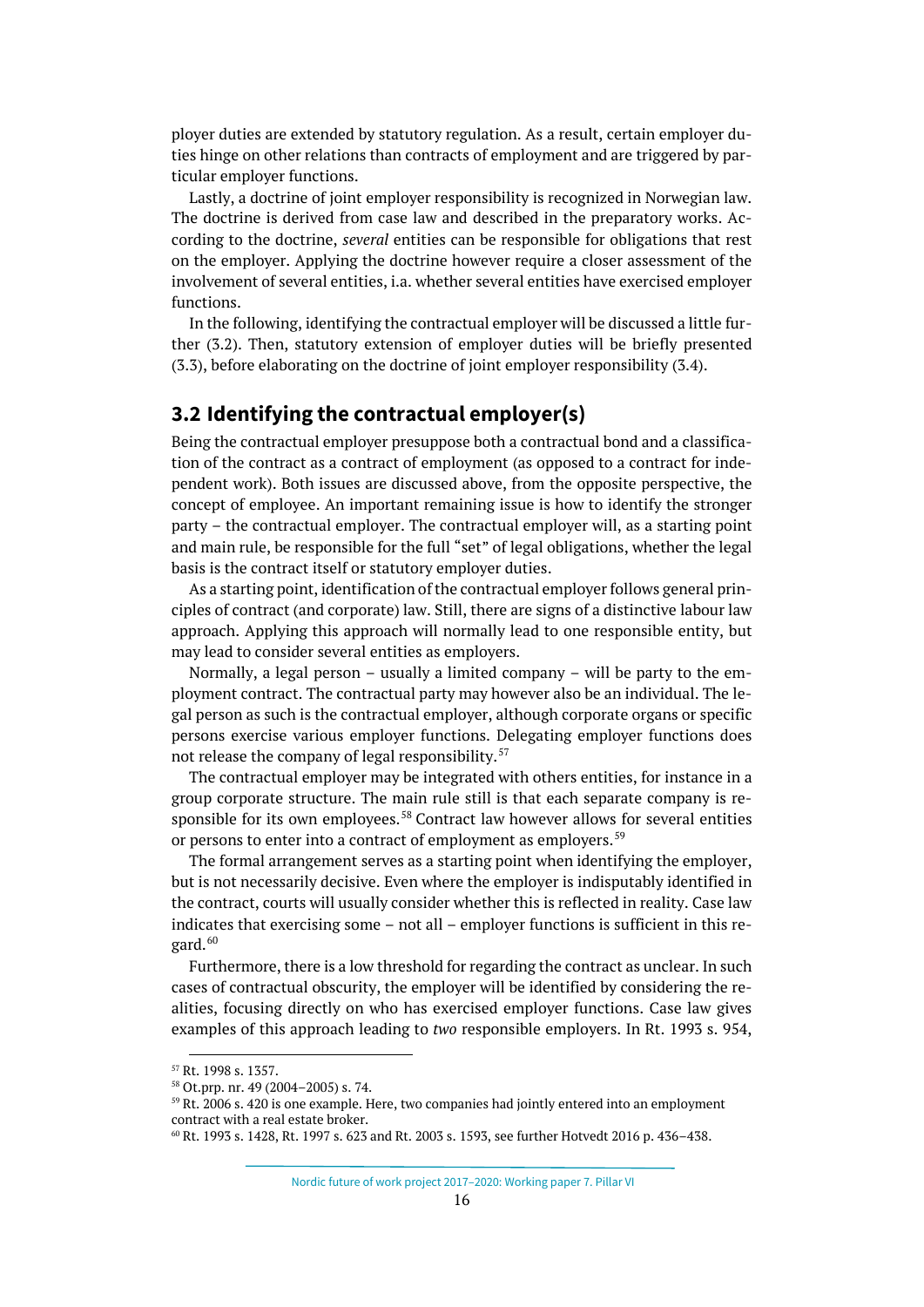ployer duties are extended by statutory regulation. As a result, certain employer duties hinge on other relations than contracts of employment and are triggered by particular employer functions.

Lastly, a doctrine of joint employer responsibility is recognized in Norwegian law. The doctrine is derived from case law and described in the preparatory works. According to the doctrine, *several* entities can be responsible for obligations that rest on the employer. Applying the doctrine however require a closer assessment of the involvement of several entities, i.a. whether several entities have exercised employer functions.

In the following, identifying the contractual employer will be discussed a little further (3.2). Then, statutory extension of employer duties will be briefly presented (3.3), before elaborating on the doctrine of joint employer responsibility (3.4).

## 3.2 Identifying the contractual employer(s)

Being the contractual employer presuppose both a contractual bond and a classification of the contract as a contract of employment (as opposed to a contract for independent work). Both issues are discussed above, from the opposite perspective, the concept of employee. An important remaining issue is how to identify the stronger party – the contractual employer. The contractual employer will, as a starting point and main rule, be responsible for the full "set" of legal obligations, whether the legal basis is the contract itself or statutory employer duties.

As a starting point, identification of the contractual employer follows general principles of contract (and corporate) law. Still, there are signs of a distinctive labour law approach. Applying this approach will normally lead to one responsible entity, but may lead to consider several entities as employers.

Normally, a legal person – usually a limited company – will be party to the employment contract. The contractual party may however also be an individual. The legal person as such is the contractual employer, although corporate organs or specific persons exercise various employer functions. Delegating employer functions does not release the company of legal responsibility.[57]

The contractual employer may be integrated with others entities, for instance in a group corporate structure. The main rule still is that each separate company is responsible for its own employees.[58] Contract law however allows for several entities or persons to enter into a contract of employment as employers.[59]

The formal arrangement serves as a starting point when identifying the employer, but is not necessarily decisive. Even where the employer is indisputably identified in the contract, courts will usually consider whether this is reflected in reality. Case law indicates that exercising some – not all – employer functions is sufficient in this regard.[60]

Furthermore, there is a low threshold for regarding the contract as unclear. In such cases of contractual obscurity, the employer will be identified by considering the realities, focusing directly on who has exercised employer functions. Case law gives examples of this approach leading to *two* responsible employers. In Rt. 1993 s. 954,

---

[57] Rt. 1998 s. 1357.

[58] Ot.prp. nr. 49 (2004–2005) s. 74.

[59] Rt. 2006 s. 420 is one example. Here, two companies had jointly entered into an employment contract with a real estate broker.

[60] Rt. 1993 s. 1428, Rt. 1997 s. 623 and Rt. 2003 s. 1593, see further Hotvedt 2016 p. 436–438.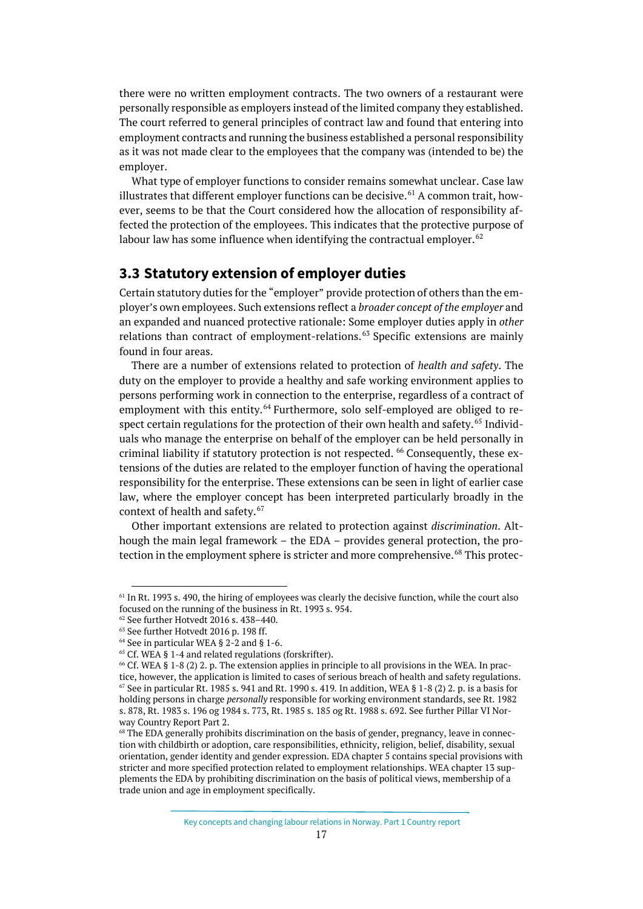there were no written employment contracts. The two owners of a restaurant were personally responsible as employers instead of the limited company they established. The court referred to general principles of contract law and found that entering into employment contracts and running the business established a personal responsibility as it was not made clear to the employees that the company was (intended to be) the employer.

What type of employer functions to consider remains somewhat unclear. Case law illustrates that different employer functions can be decisive.[61] A common trait, however, seems to be that the Court considered how the allocation of responsibility affected the protection of the employees. This indicates that the protective purpose of labour law has some influence when identifying the contractual employer.[62]

## 3.3 Statutory extension of employer duties

Certain statutory duties for the "employer" provide protection of others than the employer's own employees. Such extensions reflect a *broader concept of the employer* and an expanded and nuanced protective rationale: Some employer duties apply in *other* relations than contract of employment-relations.[63] Specific extensions are mainly found in four areas.

There are a number of extensions related to protection of *health and safety*. The duty on the employer to provide a healthy and safe working environment applies to persons performing work in connection to the enterprise, regardless of a contract of employment with this entity.[64] Furthermore, solo self-employed are obliged to respect certain regulations for the protection of their own health and safety.[65] Individuals who manage the enterprise on behalf of the employer can be held personally in criminal liability if statutory protection is not respected.[66] Consequently, these extensions of the duties are related to the employer function of having the operational responsibility for the enterprise. These extensions can be seen in light of earlier case law, where the employer concept has been interpreted particularly broadly in the context of health and safety.[67]

Other important extensions are related to protection against *discrimination*. Although the main legal framework – the EDA – provides general protection, the protection in the employment sphere is stricter and more comprehensive.[68] This protec-

---

[61] In Rt. 1993 s. 490, the hiring of employees was clearly the decisive function, while the court also focused on the running of the business in Rt. 1993 s. 954.

[62] See further Hotvedt 2016 s. 438–440.

[63] See further Hotvedt 2016 p. 198 ff.

[64] See in particular WEA § 2-2 and § 1-6.

[65] Cf. WEA § 1-4 and related regulations (forskrifter).

[66] Cf. WEA § 1-8 (2) 2. p. The extension applies in principle to all provisions in the WEA. In practice, however, the application is limited to cases of serious breach of health and safety regulations.

[67] See in particular Rt. 1985 s. 941 and Rt. 1990 s. 419. In addition, WEA § 1-8 (2) 2. p. is a basis for holding persons in charge *personally* responsible for working environment standards, see Rt. 1982 s. 878, Rt. 1983 s. 196 og 1984 s. 773, Rt. 1985 s. 185 og Rt. 1988 s. 692. See further Pillar VI Norway Country Report Part 2.

[68] The EDA generally prohibits discrimination on the basis of gender, pregnancy, leave in connection with childbirth or adoption, care responsibilities, ethnicity, religion, belief, disability, sexual orientation, gender identity and gender expression. EDA chapter 5 contains special provisions with stricter and more specified protection related to employment relationships. WEA chapter 13 supplements the EDA by prohibiting discrimination on the basis of political views, membership of a trade union and age in employment specifically.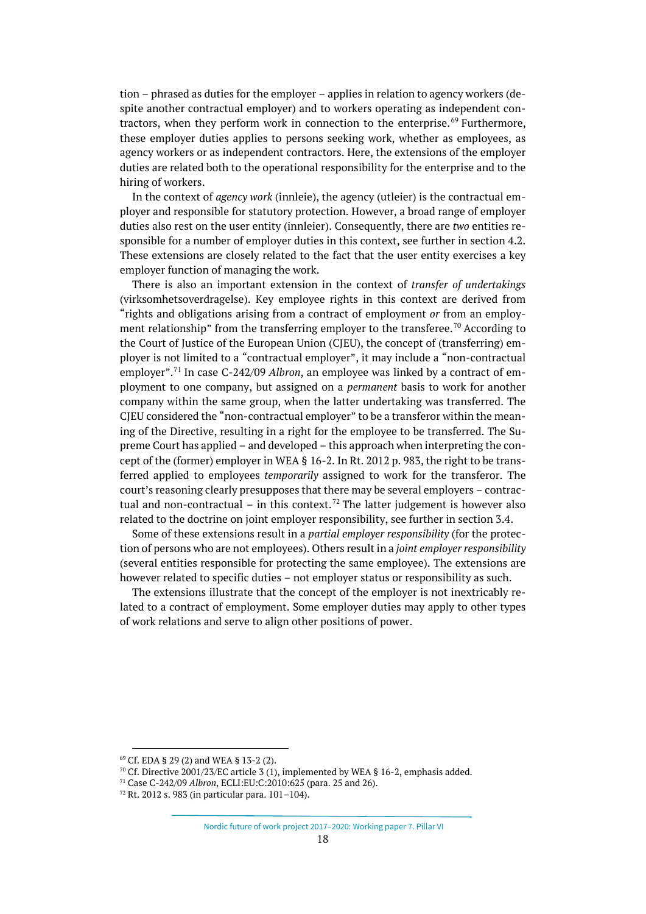tion – phrased as duties for the employer – applies in relation to agency workers (despite another contractual employer) and to workers operating as independent contractors, when they perform work in connection to the enterprise.[69] Furthermore, these employer duties applies to persons seeking work, whether as employees, as agency workers or as independent contractors. Here, the extensions of the employer duties are related both to the operational responsibility for the enterprise and to the hiring of workers.

In the context of *agency work* (innleie), the agency (utleier) is the contractual employer and responsible for statutory protection. However, a broad range of employer duties also rest on the user entity (innleier). Consequently, there are *two* entities responsible for a number of employer duties in this context, see further in section 4.2. These extensions are closely related to the fact that the user entity exercises a key employer function of managing the work.

There is also an important extension in the context of *transfer of undertakings* (virksomhetsoverdragelse). Key employee rights in this context are derived from "rights and obligations arising from a contract of employment *or* from an employment relationship" from the transferring employer to the transferee.[70] According to the Court of Justice of the European Union (CJEU), the concept of (transferring) employer is not limited to a "contractual employer", it may include a "non-contractual employer".[71] In case C-242/09 *Albron*, an employee was linked by a contract of employment to one company, but assigned on a *permanent* basis to work for another company within the same group, when the latter undertaking was transferred. The CJEU considered the "non-contractual employer" to be a transferor within the meaning of the Directive, resulting in a right for the employee to be transferred. The Supreme Court has applied – and developed – this approach when interpreting the concept of the (former) employer in WEA § 16-2. In Rt. 2012 p. 983, the right to be transferred applied to employees *temporarily* assigned to work for the transferor. The court's reasoning clearly presupposes that there may be several employers – contractual and non-contractual – in this context.[72] The latter judgement is however also related to the doctrine on joint employer responsibility, see further in section 3.4.

Some of these extensions result in a *partial employer responsibility* (for the protection of persons who are not employees). Others result in a *joint employer responsibility* (several entities responsible for protecting the same employee). The extensions are however related to specific duties – not employer status or responsibility as such.

The extensions illustrate that the concept of the employer is not inextricably related to a contract of employment. Some employer duties may apply to other types of work relations and serve to align other positions of power.

---

[69] Cf. EDA § 29 (2) and WEA § 13-2 (2).

[70] Cf. Directive 2001/23/EC article 3 (1), implemented by WEA § 16-2, emphasis added.

[71] Case C-242/09 *Albron*, ECLI:EU:C:2010:625 (para. 25 and 26).

[72] Rt. 2012 s. 983 (in particular para. 101–104).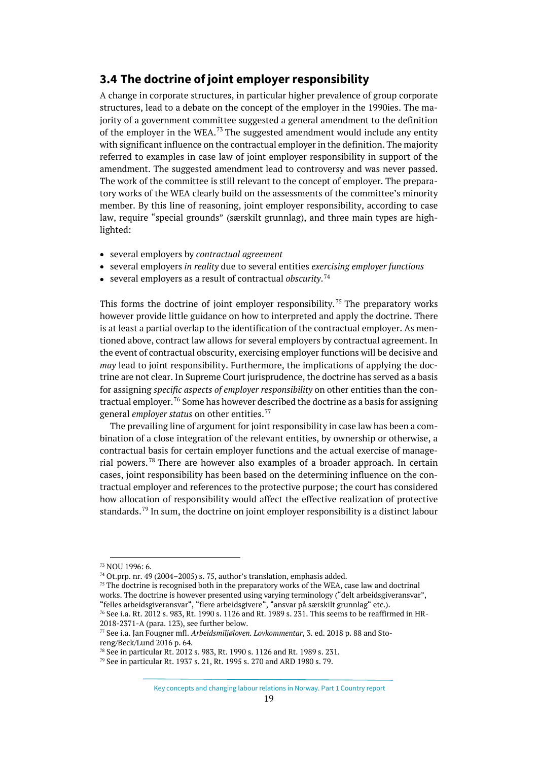## 3.4 The doctrine of joint employer responsibility

A change in corporate structures, in particular higher prevalence of group corporate structures, lead to a debate on the concept of the employer in the 1990ies. The majority of a government committee suggested a general amendment to the definition of the employer in the WEA.[73] The suggested amendment would include any entity with significant influence on the contractual employer in the definition. The majority referred to examples in case law of joint employer responsibility in support of the amendment. The suggested amendment lead to controversy and was never passed. The work of the committee is still relevant to the concept of employer. The preparatory works of the WEA clearly build on the assessments of the committee's minority member. By this line of reasoning, joint employer responsibility, according to case law, require "special grounds" (særskilt grunnlag), and three main types are highlighted:

- several employers by *contractual agreement*
- several employers *in reality* due to several entities *exercising employer functions*
- several employers as a result of contractual *obscurity*.[74]

This forms the doctrine of joint employer responsibility.[75] The preparatory works however provide little guidance on how to interpreted and apply the doctrine. There is at least a partial overlap to the identification of the contractual employer. As mentioned above, contract law allows for several employers by contractual agreement. In the event of contractual obscurity, exercising employer functions will be decisive and *may* lead to joint responsibility. Furthermore, the implications of applying the doctrine are not clear. In Supreme Court jurisprudence, the doctrine has served as a basis for assigning *specific aspects of employer responsibility* on other entities than the contractual employer.[76] Some has however described the doctrine as a basis for assigning general *employer status* on other entities.[77]

The prevailing line of argument for joint responsibility in case law has been a combination of a close integration of the relevant entities, by ownership or otherwise, a contractual basis for certain employer functions and the actual exercise of managerial powers.[78] There are however also examples of a broader approach. In certain cases, joint responsibility has been based on the determining influence on the contractual employer and references to the protective purpose; the court has considered how allocation of responsibility would affect the effective realization of protective standards.[79] In sum, the doctrine on joint employer responsibility is a distinct labour

---

[73] NOU 1996: 6.

[74] Ot.prp. nr. 49 (2004–2005) s. 75, author's translation, emphasis added.

[75] The doctrine is recognised both in the preparatory works of the WEA, case law and doctrinal works. The doctrine is however presented using varying terminology ("delt arbeidsgiveransvar", "felles arbeidsgiveransvar", "flere arbeidsgivere", "ansvar på særskilt grunnlag" etc.).

[76] See i.a. Rt. 2012 s. 983, Rt. 1990 s. 1126 and Rt. 1989 s. 231. This seems to be reaffirmed in HR-2018-2371-A (para. 123), see further below.

[77] See i.a. Jan Fougner mfl. *Arbeidsmiljøloven. Lovkommentar*, 3. ed. 2018 p. 88 and Storeng/Beck/Lund 2016 p. 64.

[78] See in particular Rt. 2012 s. 983, Rt. 1990 s. 1126 and Rt. 1989 s. 231.

[79] See in particular Rt. 1937 s. 21, Rt. 1995 s. 270 and ARD 1980 s. 79.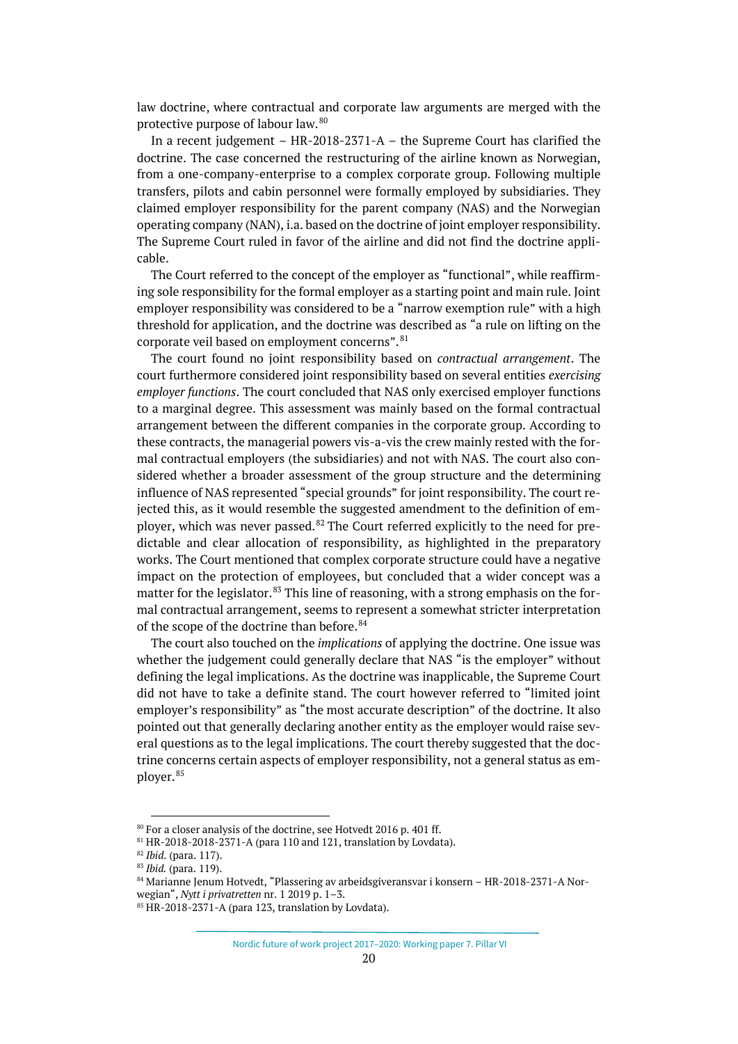law doctrine, where contractual and corporate law arguments are merged with the protective purpose of labour law.[80]

In a recent judgement – HR-2018-2371-A – the Supreme Court has clarified the doctrine. The case concerned the restructuring of the airline known as Norwegian, from a one-company-enterprise to a complex corporate group. Following multiple transfers, pilots and cabin personnel were formally employed by subsidiaries. They claimed employer responsibility for the parent company (NAS) and the Norwegian operating company (NAN), i.a. based on the doctrine of joint employer responsibility. The Supreme Court ruled in favor of the airline and did not find the doctrine applicable.

The Court referred to the concept of the employer as "functional", while reaffirming sole responsibility for the formal employer as a starting point and main rule. Joint employer responsibility was considered to be a "narrow exemption rule" with a high threshold for application, and the doctrine was described as "a rule on lifting on the corporate veil based on employment concerns".[81]

The court found no joint responsibility based on *contractual arrangement*. The court furthermore considered joint responsibility based on several entities *exercising employer functions*. The court concluded that NAS only exercised employer functions to a marginal degree. This assessment was mainly based on the formal contractual arrangement between the different companies in the corporate group. According to these contracts, the managerial powers vis-a-vis the crew mainly rested with the formal contractual employers (the subsidiaries) and not with NAS. The court also considered whether a broader assessment of the group structure and the determining influence of NAS represented "special grounds" for joint responsibility. The court rejected this, as it would resemble the suggested amendment to the definition of employer, which was never passed.[82] The Court referred explicitly to the need for predictable and clear allocation of responsibility, as highlighted in the preparatory works. The Court mentioned that complex corporate structure could have a negative impact on the protection of employees, but concluded that a wider concept was a matter for the legislator.[83] This line of reasoning, with a strong emphasis on the formal contractual arrangement, seems to represent a somewhat stricter interpretation of the scope of the doctrine than before.[84]

The court also touched on the *implications* of applying the doctrine. One issue was whether the judgement could generally declare that NAS "is the employer" without defining the legal implications. As the doctrine was inapplicable, the Supreme Court did not have to take a definite stand. The court however referred to "limited joint employer's responsibility" as "the most accurate description" of the doctrine. It also pointed out that generally declaring another entity as the employer would raise several questions as to the legal implications. The court thereby suggested that the doctrine concerns certain aspects of employer responsibility, not a general status as employer.[85]

---

[80] For a closer analysis of the doctrine, see Hotvedt 2016 p. 401 ff.

[81] HR-2018-2018-2371-A (para 110 and 121, translation by Lovdata).

[82] *Ibid*. (para. 117).

[83] *Ibid.* (para. 119).

[84] Marianne Jenum Hotvedt, "Plassering av arbeidsgiveransvar i konsern – HR-2018-2371-A Norwegian", *Nytt i privatretten* nr. 1 2019 p. 1–3.

[85] HR-2018-2371-A (para 123, translation by Lovdata).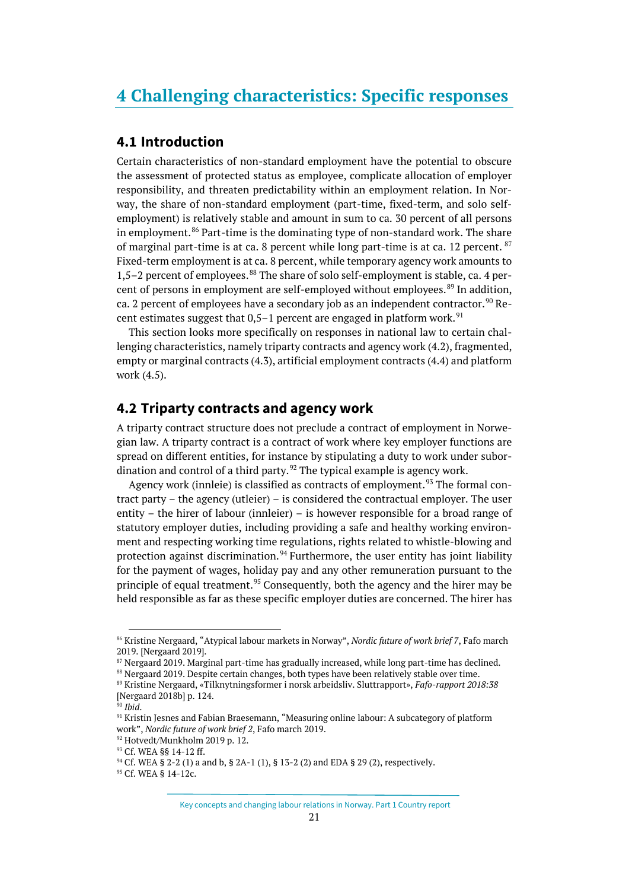# 4 Challenging characteristics: Specific responses

## 4.1 Introduction

Certain characteristics of non-standard employment have the potential to obscure the assessment of protected status as employee, complicate allocation of employer responsibility, and threaten predictability within an employment relation. In Norway, the share of non-standard employment (part-time, fixed-term, and solo self-employment) is relatively stable and amount in sum to ca. 30 percent of all persons in employment.[86] Part-time is the dominating type of non-standard work. The share of marginal part-time is at ca. 8 percent while long part-time is at ca. 12 percent. [87] Fixed-term employment is at ca. 8 percent, while temporary agency work amounts to 1,5–2 percent of employees.[88] The share of solo self-employment is stable, ca. 4 percent of persons in employment are self-employed without employees.[89] In addition, ca. 2 percent of employees have a secondary job as an independent contractor.[90] Recent estimates suggest that 0,5–1 percent are engaged in platform work.[91]

This section looks more specifically on responses in national law to certain challenging characteristics, namely triparty contracts and agency work (4.2), fragmented, empty or marginal contracts (4.3), artificial employment contracts (4.4) and platform work (4.5).

## 4.2 Triparty contracts and agency work

A triparty contract structure does not preclude a contract of employment in Norwegian law. A triparty contract is a contract of work where key employer functions are spread on different entities, for instance by stipulating a duty to work under subordination and control of a third party.[92] The typical example is agency work.

Agency work (innleie) is classified as contracts of employment.[93] The formal contract party – the agency (utleier) – is considered the contractual employer. The user entity – the hirer of labour (innleier) – is however responsible for a broad range of statutory employer duties, including providing a safe and healthy working environment and respecting working time regulations, rights related to whistle-blowing and protection against discrimination.[94] Furthermore, the user entity has joint liability for the payment of wages, holiday pay and any other remuneration pursuant to the principle of equal treatment.[95] Consequently, both the agency and the hirer may be held responsible as far as these specific employer duties are concerned. The hirer has

---

[86] Kristine Nergaard, "Atypical labour markets in Norway", *Nordic future of work brief 7*, Fafo march 2019. [Nergaard 2019].

[87] Nergaard 2019. Marginal part-time has gradually increased, while long part-time has declined.

[88] Nergaard 2019. Despite certain changes, both types have been relatively stable over time.

[89] Kristine Nergaard, «Tilknytningsformer i norsk arbeidsliv. Sluttrapport», *Fafo-rapport 2018:38* [Nergaard 2018b] p. 124.

[90] *Ibid*.

[91] Kristin Jesnes and Fabian Braesemann, "Measuring online labour: A subcategory of platform work", *Nordic future of work brief 2*, Fafo march 2019.

[92] Hotvedt/Munkholm 2019 p. 12.

[93] Cf. WEA §§ 14-12 ff.

[94] Cf. WEA § 2-2 (1) a and b, § 2A-1 (1), § 13-2 (2) and EDA § 29 (2), respectively.

[95] Cf. WEA § 14-12c.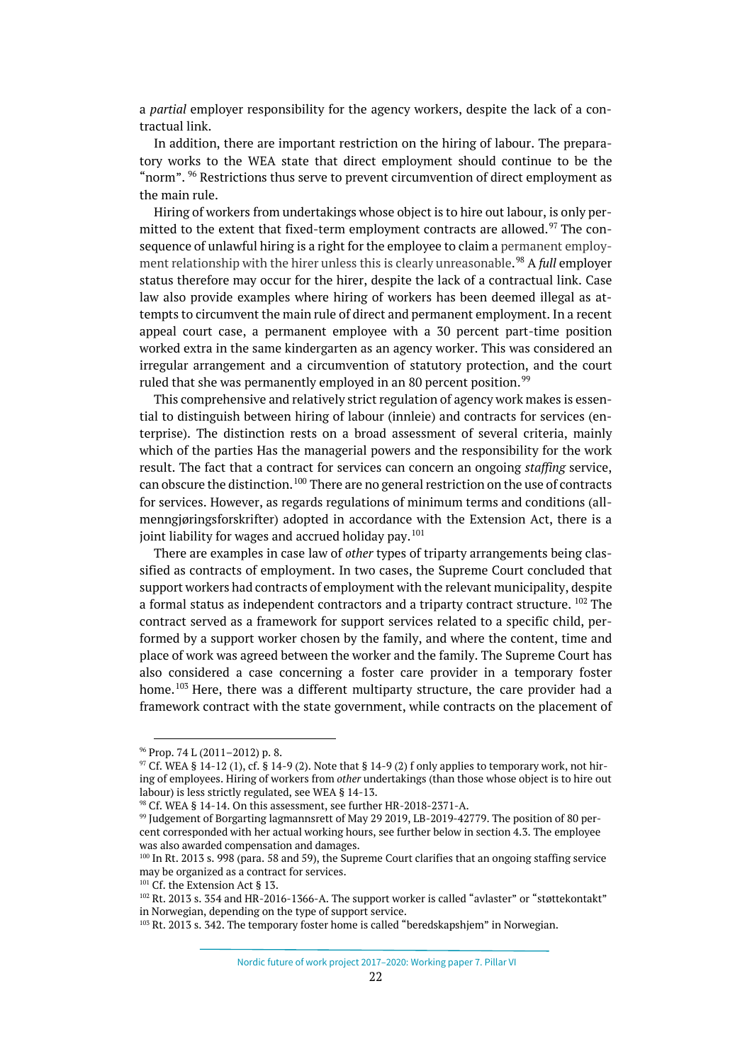a *partial* employer responsibility for the agency workers, despite the lack of a contractual link.

In addition, there are important restriction on the hiring of labour. The preparatory works to the WEA state that direct employment should continue to be the "norm". [96] Restrictions thus serve to prevent circumvention of direct employment as the main rule.

Hiring of workers from undertakings whose object is to hire out labour, is only permitted to the extent that fixed-term employment contracts are allowed.[97] The consequence of unlawful hiring is a right for the employee to claim a permanent employment relationship with the hirer unless this is clearly unreasonable.[98] A *full* employer status therefore may occur for the hirer, despite the lack of a contractual link. Case law also provide examples where hiring of workers has been deemed illegal as attempts to circumvent the main rule of direct and permanent employment. In a recent appeal court case, a permanent employee with a 30 percent part-time position worked extra in the same kindergarten as an agency worker. This was considered an irregular arrangement and a circumvention of statutory protection, and the court ruled that she was permanently employed in an 80 percent position.[99]

This comprehensive and relatively strict regulation of agency work makes is essential to distinguish between hiring of labour (innleie) and contracts for services (enterprise). The distinction rests on a broad assessment of several criteria, mainly which of the parties Has the managerial powers and the responsibility for the work result. The fact that a contract for services can concern an ongoing *staffing* service, can obscure the distinction.[100] There are no general restriction on the use of contracts for services. However, as regards regulations of minimum terms and conditions (allmenngjøringsforskrifter) adopted in accordance with the Extension Act, there is a joint liability for wages and accrued holiday pay.[101]

There are examples in case law of *other* types of tripartite arrangements being classified as contracts of employment. In two cases, the Supreme Court concluded that support workers had contracts of employment with the relevant municipality, despite a formal status as independent contractors and a triparty contract structure. [102] The contract served as a framework for support services related to a specific child, performed by a support worker chosen by the family, and where the content, time and place of work was agreed between the worker and the family. The Supreme Court has also considered a case concerning a foster care provider in a temporary foster home.[103] Here, there was a different multiparty structure, the care provider had a framework contract with the state government, while contracts on the placement of

---

[96] Prop. 74 L (2011–2012) p. 8.

[97] Cf. WEA § 14-12 (1), cf. § 14-9 (2). Note that § 14-9 (2) f only applies to temporary work, not hiring of employees. Hiring of workers from *other* undertakings (than those whose object is to hire out labour) is less strictly regulated, see WEA § 14-13.

[98] Cf. WEA § 14-14. On this assessment, see further HR-2018-2371-A.

[99] Judgement of Borgarting lagmannsrett of May 29 2019, LB-2019-42779. The position of 80 percent corresponded with her actual working hours, see further below in section 4.3. The employee was also awarded compensation and damages.

[100] In Rt. 2013 s. 998 (para. 58 and 59), the Supreme Court clarifies that an ongoing staffing service may be organized as a contract for services.

[101] Cf. the Extension Act § 13.

[102] Rt. 2013 s. 354 and HR-2016-1366-A. The support worker is called "avlaster" or "støttekontakt" in Norwegian, depending on the type of support service.

[103] Rt. 2013 s. 342. The temporary foster home is called "beredskapshjem" in Norwegian.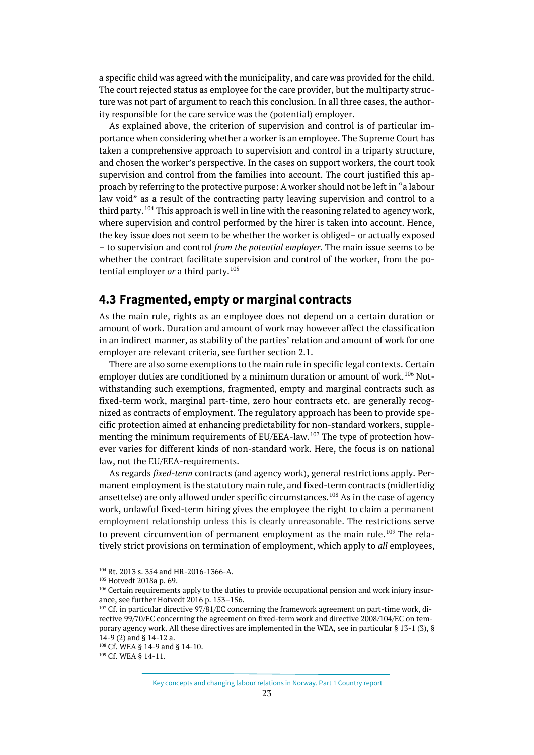a specific child was agreed with the municipality, and care was provided for the child. The court rejected status as employee for the care provider, but the multiparty structure was not part of argument to reach this conclusion. In all three cases, the authority responsible for the care service was the (potential) employer.

As explained above, the criterion of supervision and control is of particular importance when considering whether a worker is an employee. The Supreme Court has taken a comprehensive approach to supervision and control in a tripartite structure, and chosen the worker's perspective. In the cases on support workers, the court took supervision and control from the families into account. The court justified this approach by referring to the protective purpose: A worker should not be left in "a labour law void" as a result of the contracting party leaving supervision and control to a third party.[104] This approach is well in line with the reasoning related to agency work, where supervision and control performed by the hirer is taken into account. Hence, the key issue does not seem to be whether the worker is obliged– or actually exposed – to supervision and control *from the potential employer*. The main issue seems to be whether the contract facilitate supervision and control of the worker, from the potential employer *or* a third party.[105]

## 4.3 Fragmented, empty or marginal contracts

As the main rule, rights as an employee does not depend on a certain duration or amount of work. Duration and amount of work may however affect the classification in an indirect manner, as stability of the parties' relation and amount of work for one employer are relevant criteria, see further section 2.1.

There are also some exemptions to the main rule in specific legal contexts. Certain employer duties are conditioned by a minimum duration or amount of work.[106] Notwithstanding such exemptions, fragmented, empty and marginal contracts such as fixed-term work, marginal part-time, zero hour contracts etc. are generally recognized as contracts of employment. The regulatory approach has been to provide specific protection aimed at enhancing predictability for non-standard workers, supplementing the minimum requirements of EU/EEA-law.[107] The type of protection however varies for different kinds of non-standard work. Here, the focus is on national law, not the EU/EEA-requirements.

As regards *fixed-term* contracts (and agency work), general restrictions apply. Permanent employment is the statutory main rule, and fixed-term contracts (midlertidig ansettelse) are only allowed under specific circumstances.[108] As in the case of agency work, unlawful fixed-term hiring gives the employee the right to claim a permanent employment relationship unless this is clearly unreasonable. The restrictions serve to prevent circumvention of permanent employment as the main rule.[109] The relatively strict provisions on termination of employment, which apply to *all* employees,

---

[104] Rt. 2013 s. 354 and HR-2016-1366-A.

[105] Hotvedt 2018a p. 69.

[106] Certain requirements apply to the duties to provide occupational pension and work injury insurance, see further Hotvedt 2016 p. 153–156.

[107] Cf. in particular directive 97/81/EC concerning the framework agreement on part-time work, directive 99/70/EC concerning the agreement on fixed-term work and directive 2008/104/EC on temporary agency work. All these directives are implemented in the WEA, see in particular § 13-1 (3), § 14-9 (2) and § 14-12 a.

[108] Cf. WEA § 14-9 and § 14-10.

[109] Cf. WEA § 14-11.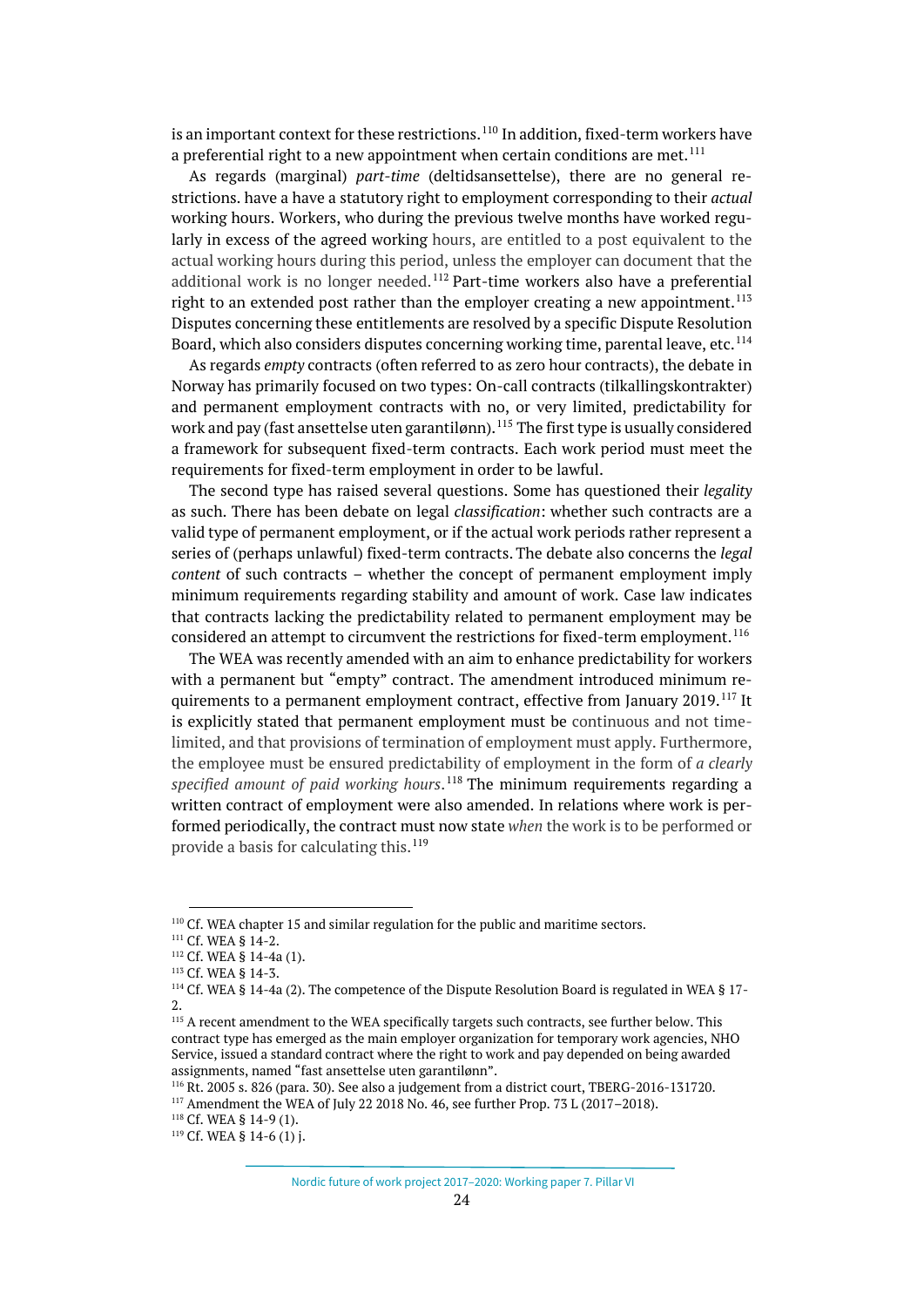is an important context for these restrictions.[110] In addition, fixed-term workers have a preferential right to a new appointment when certain conditions are met.[111]

As regards (marginal) *part-time* (deltidsansettelse), there are no general restrictions. have a have a statutory right to employment corresponding to their *actual* working hours. Workers, who during the previous twelve months have worked regularly in excess of the agreed working hours, are entitled to a post equivalent to the actual working hours during this period, unless the employer can document that the additional work is no longer needed.[112] Part-time workers also have a preferential right to an extended post rather than the employer creating a new appointment.[113] Disputes concerning these entitlements are resolved by a specific Dispute Resolution Board, which also considers disputes concerning working time, parental leave, etc.[114]

As regards *empty* contracts (often referred to as zero hour contracts), the debate in Norway has primarily focused on two types: On-call contracts (tilkallingskontrakter) and permanent employment contracts with no, or very limited, predictability for work and pay (fast ansettelse uten garantilønn).[115] The first type is usually considered a framework for subsequent fixed-term contracts. Each work period must meet the requirements for fixed-term employment in order to be lawful.

The second type has raised several questions. Some has questioned their *legality* as such. There has been debate on legal *classification*: whether such contracts are a valid type of permanent employment, or if the actual work periods rather represent a series of (perhaps unlawful) fixed-term contracts. The debate also concerns the *legal content* of such contracts – whether the concept of permanent employment imply minimum requirements regarding stability and amount of work. Case law indicates that contracts lacking the predictability related to permanent employment may be considered an attempt to circumvent the restrictions for fixed-term employment.[116]

The WEA was recently amended with an aim to enhance predictability for workers with a permanent but "empty" contract. The amendment introduced minimum requirements to a permanent employment contract, effective from January 2019.[117] It is explicitly stated that permanent employment must be continuous and not time-limited, and that provisions of termination of employment must apply. Furthermore, the employee must be ensured predictability of employment in the form of *a clearly specified amount of paid working hours*.[118] The minimum requirements regarding a written contract of employment were also amended. In relations where work is performed periodically, the contract must now state *when* the work is to be performed or provide a basis for calculating this.[119]

---

[110] Cf. WEA chapter 15 and similar regulation for the public and maritime sectors.

[111] Cf. WEA § 14-2.

[112] Cf. WEA § 14-4a (1).

[113] Cf. WEA § 14-3.

[114] Cf. WEA § 14-4a (2). The competence of the Dispute Resolution Board is regulated in WEA § 17-2.

[115] A recent amendment to the WEA specifically targets such contracts, see further below. This contract type has emerged as the main employer organization for temporary work agencies, NHO Service, issued a standard contract where the right to work and pay depended on being awarded assignments, named "fast ansettelse uten garantilønn".

[116] Rt. 2005 s. 826 (para. 30). See also a judgement from a district court, TBERG-2016-131720.

[117] Amendment the WEA of July 22 2018 No. 46, see further Prop. 73 L (2017–2018).

[118] Cf. WEA § 14-9 (1).

[119] Cf. WEA § 14-6 (1) j.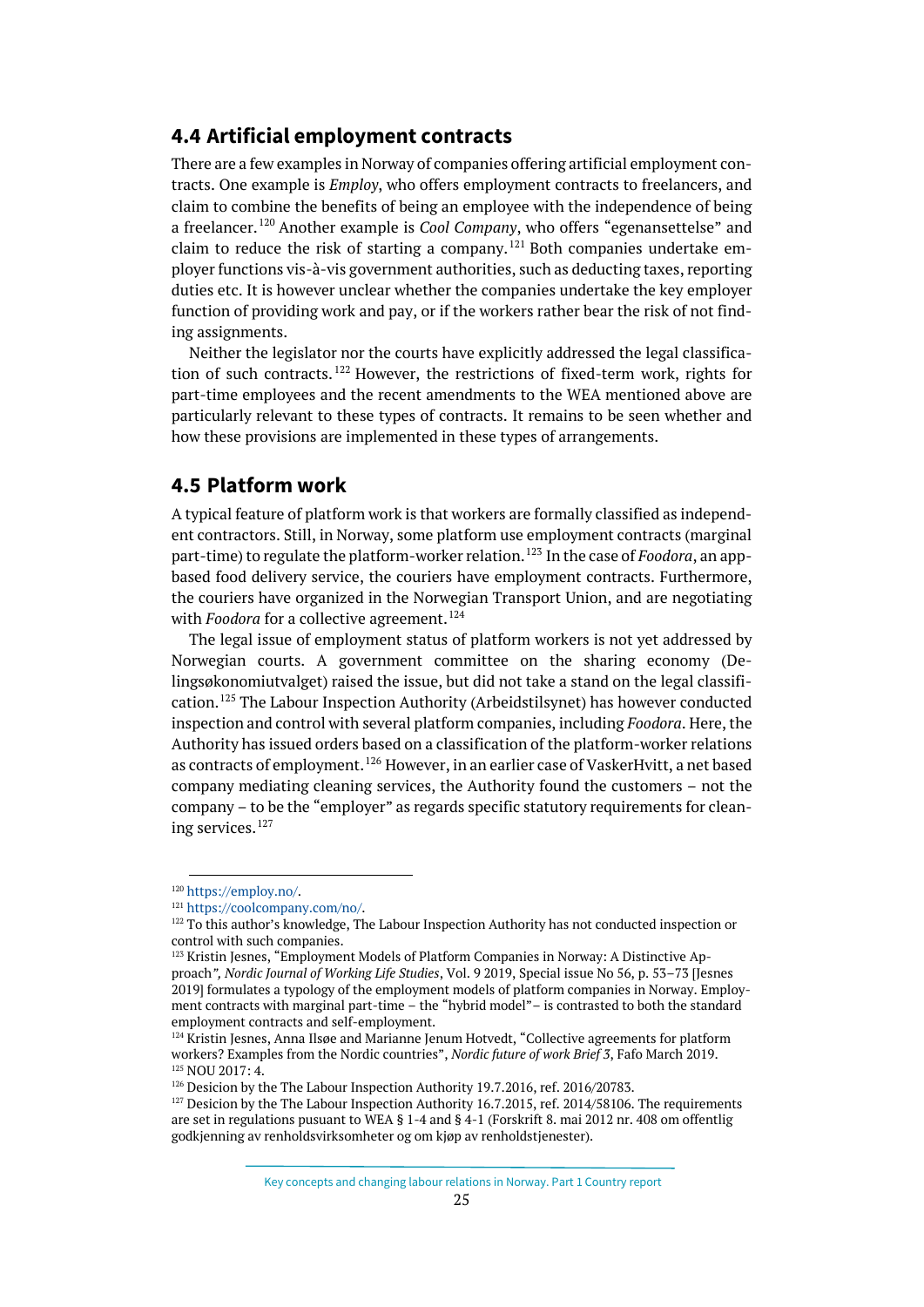## 4.4 Artificial employment contracts

There are a few examples in Norway of companies offering artificial employment contracts. One example is *Employ*, who offers employment contracts to freelancers, and claim to combine the benefits of being an employee with the independence of being a freelancer.[120] Another example is *Cool Company*, who offers "egenansettelse" and claim to reduce the risk of starting a company.[121] Both companies undertake employer functions vis-à-vis government authorities, such as deducting taxes, reporting duties etc. It is however unclear whether the companies undertake the key employer function of providing work and pay, or if the workers rather bear the risk of not finding assignments.

Neither the legislator nor the courts have explicitly addressed the legal classification of such contracts.[122] However, the restrictions of fixed-term work, rights for part-time employees and the recent amendments to the WEA mentioned above are particularly relevant to these types of contracts. It remains to be seen whether and how these provisions are implemented in these types of arrangements.

## 4.5 Platform work

A typical feature of platform work is that workers are formally classified as independent contractors. Still, in Norway, some platform use employment contracts (marginal part-time) to regulate the platform-worker relation.[123] In the case of *Foodora*, an app-based food delivery service, the couriers have employment contracts. Furthermore, the couriers have organized in the Norwegian Transport Union, and are negotiating with *Foodora* for a collective agreement.[124]

The legal issue of employment status of platform workers is not yet addressed by Norwegian courts. A government committee on the sharing economy (Delingsøkonomiutvalget) raised the issue, but did not take a stand on the legal classification.[125] The Labour Inspection Authority (Arbeidstilsynet) has however conducted inspection and control with several platform companies, including *Foodora*. Here, the Authority has issued orders based on a classification of the platform-worker relations as contracts of employment.[126] However, in an earlier case of VaskerHvitt, a net based company mediating cleaning services, the Authority found the customers – not the company – to be the "employer" as regards specific statutory requirements for cleaning services.[127]

---

[120] https://employ.no/.

[121] https://coolcompany.com/no/.

[122] To this author's knowledge, The Labour Inspection Authority has not conducted inspection or control with such companies.

[123] Kristin Jesnes, "Employment Models of Platform Companies in Norway: A Distinctive Approach*", Nordic Journal of Working Life Studies*, Vol. 9 2019, Special issue No 56, p. 53–73 [Jesnes 2019] formulates a typology of the employment models of platform companies in Norway. Employment contracts with marginal part-time – the "hybrid model"– is contrasted to both the standard employment contracts and self-employment.

[124] Kristin Jesnes, Anna Ilsøe and Marianne Jenum Hotvedt, "Collective agreements for platform workers? Examples from the Nordic countries", *Nordic future of work Brief 3*, Fafo March 2019.

[125] NOU 2017: 4.

[126] Desicion by the The Labour Inspection Authority 19.7.2016, ref. 2016/20783.

[127] Desicion by the The Labour Inspection Authority 16.7.2015, ref. 2014/58106. The requirements are set in regulations pusuant to WEA § 1-4 and § 4-1 (Forskrift 8. mai 2012 nr. 408 om offentlig godkjenning av renholdsvirksomheter og om kjøp av renholdstjenester).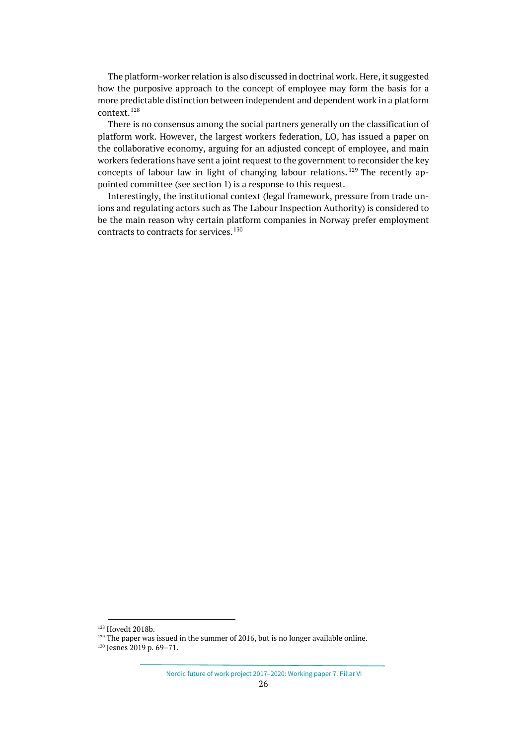The platform-worker relation is also discussed in doctrinal work. Here, it suggested how the purposive approach to the concept of employee may form the basis for a more predictable distinction between independent and dependent work in a platform context.[128]

There is no consensus among the social partners generally on the classification of platform work. However, the largest workers federation, LO, has issued a paper on the collaborative economy, arguing for an adjusted concept of employee, and main workers federations have sent a joint request to the government to reconsider the key concepts of labour law in light of changing labour relations.[129] The recently appointed committee (see section 1) is a response to this request.

Interestingly, the institutional context (legal framework, pressure from trade unions and regulating actors such as The Labour Inspection Authority) is considered to be the main reason why certain platform companies in Norway prefer employment contracts to contracts for services.[130]

---

[128] Hovedt 2018b.

[129] The paper was issued in the summer of 2016, but is no longer available online.

[130] Jesnes 2019 p. 69–71.